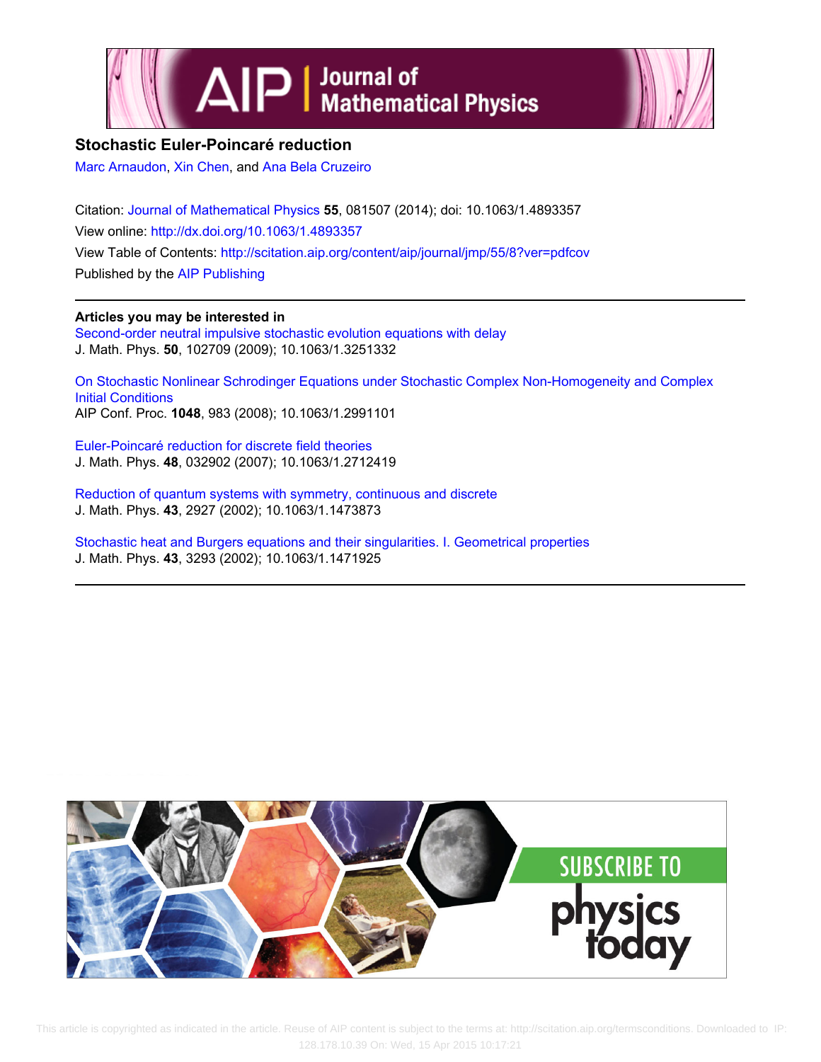# Stochastic Euler-Poincaré reduction

Marc Arnaudon, Xin Chen, and Ana Bela Cruzeiro

Citation: Journal of Mathematical Physics **55**, 081507 (2014); doi: 10.1063/1.4893357

View online: http://dx.doi.org/10.1063/1.4893357

View Table of Contents: http://scitation.aip.org/content/aip/journal/jmp/55/8?ver=pdfcov

Published by the AIP Publishing

**Articles you may be interested in**

Second-order neutral impulsive stochastic evolution equations with delay
J. Math. Phys. **50**, 102709 (2009); 10.1063/1.3251332

On Stochastic Nonlinear Schrodinger Equations under Stochastic Complex Non-Homogeneity and Complex Initial Conditions
AIP Conf. Proc. **1048**, 983 (2008); 10.1063/1.2991101

Euler-Poincaré reduction for discrete field theories
J. Math. Phys. **48**, 032902 (2007); 10.1063/1.2712419

Reduction of quantum systems with symmetry, continuous and discrete
J. Math. Phys. **43**, 2927 (2002); 10.1063/1.1473873

Stochastic heat and Burgers equations and their singularities. I. Geometrical properties
J. Math. Phys. **43**, 3293 (2002); 10.1063/1.1471925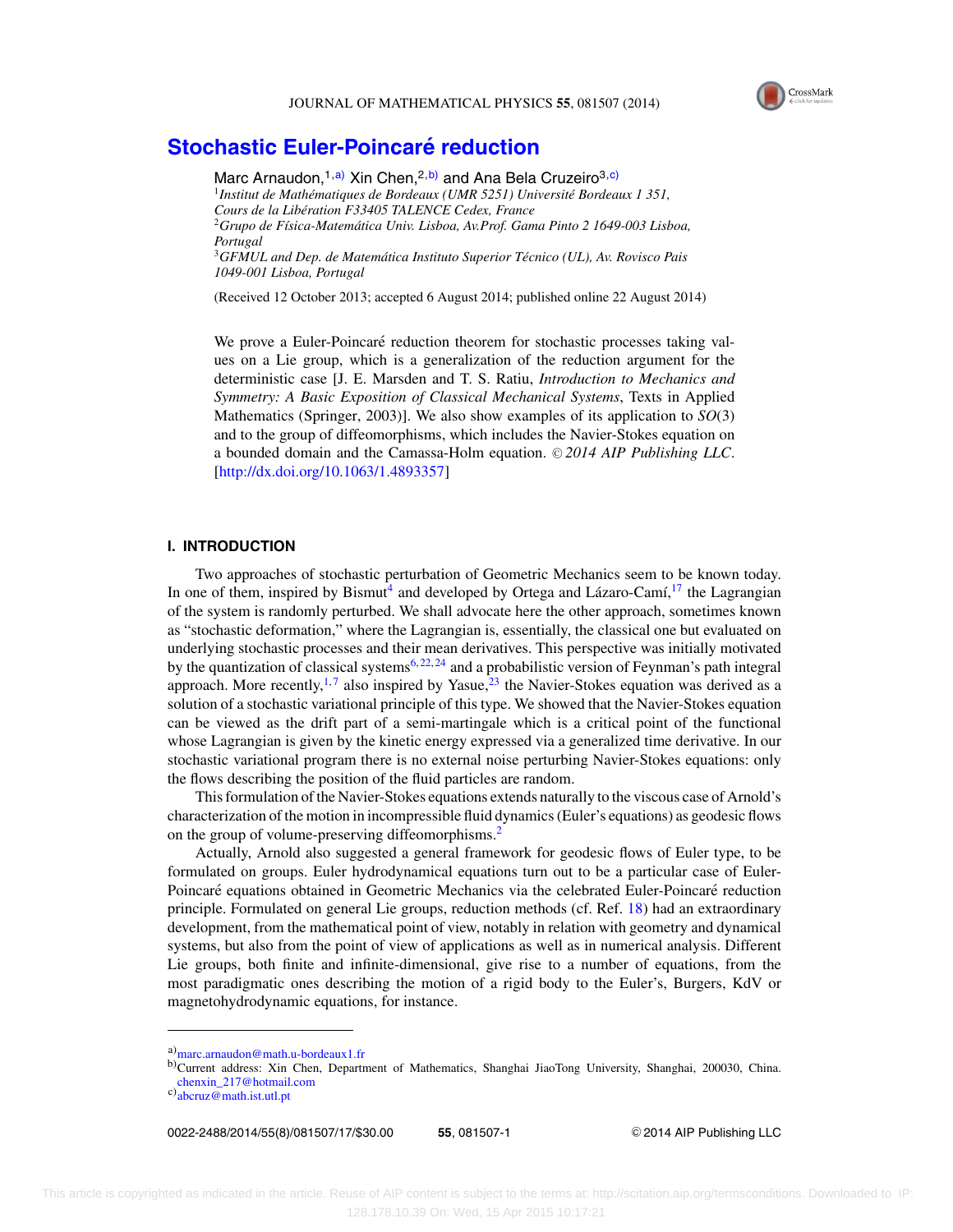# Stochastic Euler-Poincaré reduction

Marc Arnaudon,[1,a)] Xin Chen,[2,b)] and Ana Bela Cruzeiro[3,c)]

[1]*Institut de Mathématiques de Bordeaux (UMR 5251) Université Bordeaux 1 351, Cours de la Libération F33405 TALENCE Cedex, France*

[2]*Grupo de Física-Matemática Univ. Lisboa, Av.Prof. Gama Pinto 2 1649-003 Lisboa, Portugal*

[3]*GFMUL and Dep. de Matemática Instituto Superior Técnico (UL), Av. Rovisco Pais 1049-001 Lisboa, Portugal*

(Received 12 October 2013; accepted 6 August 2014; published online 22 August 2014)

We prove a Euler-Poincaré reduction theorem for stochastic processes taking values on a Lie group, which is a generalization of the reduction argument for the deterministic case [J. E. Marsden and T. S. Ratiu, *Introduction to Mechanics and Symmetry: A Basic Exposition of Classical Mechanical Systems*, Texts in Applied Mathematics (Springer, 2003)]. We also show examples of its application to $SO(3)$ and to the group of diffeomorphisms, which includes the Navier-Stokes equation on a bounded domain and the Camassa-Holm equation. © *2014 AIP Publishing LLC*. [http://dx.doi.org/10.1063/1.4893357]

## I. INTRODUCTION

Two approaches of stochastic perturbation of Geometric Mechanics seem to be known today. In one of them, inspired by Bismut[4] and developed by Ortega and Lázaro-Camí,[17] the Lagrangian of the system is randomly perturbed. We shall advocate here the other approach, sometimes known as "stochastic deformation," where the Lagrangian is, essentially, the classical one but evaluated on underlying stochastic processes and their mean derivatives. This perspective was initially motivated by the quantization of classical systems[6,22,24] and a probabilistic version of Feynman's path integral approach. More recently,[1,7] also inspired by Yasue,[23] the Navier-Stokes equation was derived as a solution of a stochastic variational principle of this type. We showed that the Navier-Stokes equation can be viewed as the drift part of a semi-martingale which is a critical point of the functional whose Lagrangian is given by the kinetic energy expressed via a generalized time derivative. In our stochastic variational program there is no external noise perturbing Navier-Stokes equations: only the flows describing the position of the fluid particles are random.

This formulation of the Navier-Stokes equations extends naturally to the viscous case of Arnold's characterization of the motion in incompressible fluid dynamics (Euler's equations) as geodesic flows on the group of volume-preserving diffeomorphisms.[2]

Actually, Arnold also suggested a general framework for geodesic flows of Euler type, to be formulated on groups. Euler hydrodynamical equations turn out to be a particular case of Euler-Poincaré equations obtained in Geometric Mechanics via the celebrated Euler-Poincaré reduction principle. Formulated on general Lie groups, reduction methods (cf. Ref. 18) had an extraordinary development, from the mathematical point of view, notably in relation with geometry and dynamical systems, but also from the point of view of applications as well as in numerical analysis. Different Lie groups, both finite and infinite-dimensional, give rise to a number of equations, from the most paradigmatic ones describing the motion of a rigid body to the Euler's, Burgers, KdV or magnetohydrodynamic equations, for instance.

---

a)marc.arnaudon@math.u-bordeaux1.fr

b)Current address: Xin Chen, Department of Mathematics, Shanghai JiaoTong University, Shanghai, 200030, China. chenxin_217@hotmail.com

c)abcruz@math.ist.utl.pt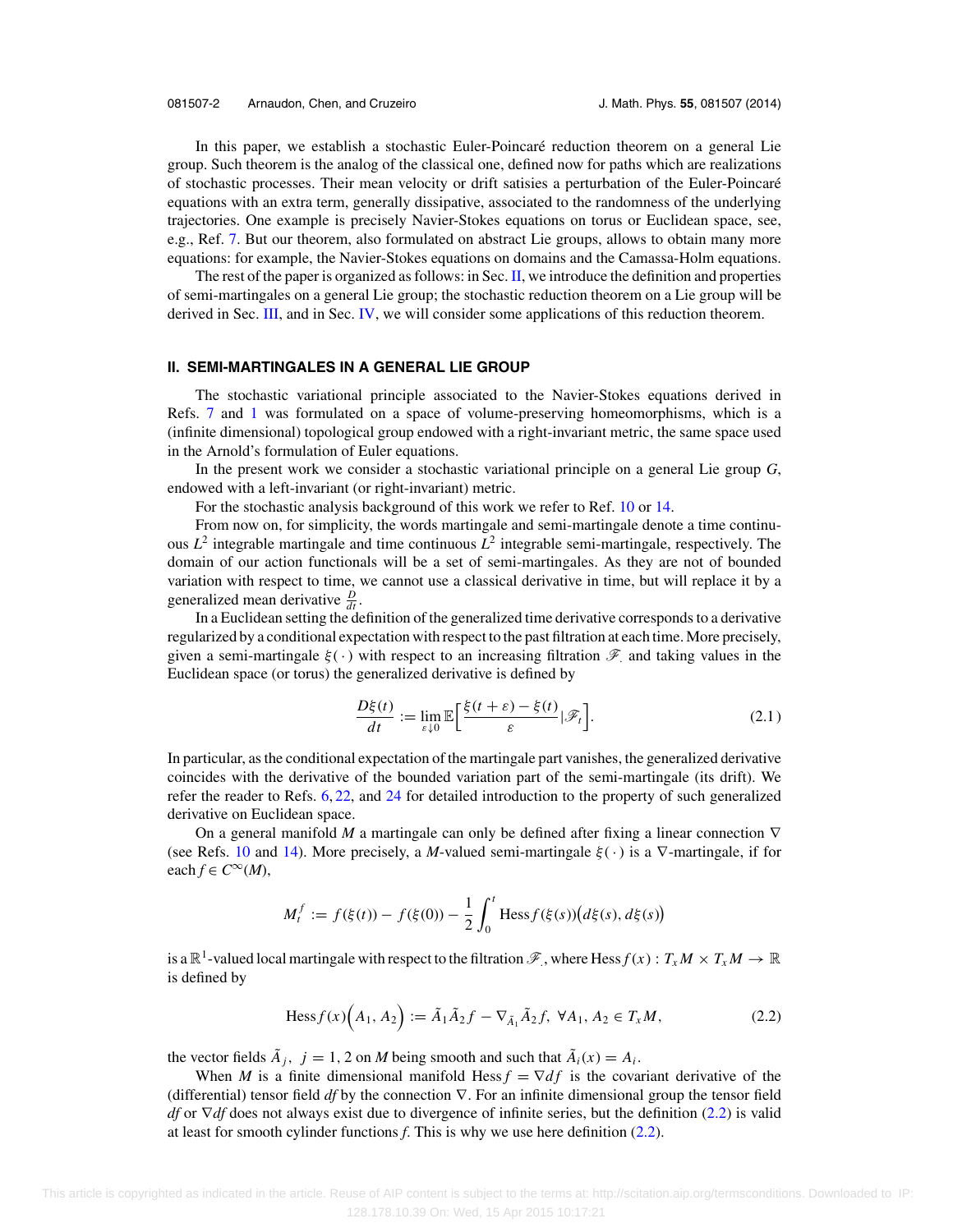In this paper, we establish a stochastic Euler-Poincaré reduction theorem on a general Lie group. Such theorem is the analog of the classical one, defined now for paths which are realizations of stochastic processes. Their mean velocity or drift satisies a perturbation of the Euler-Poincaré equations with an extra term, generally dissipative, associated to the randomness of the underlying trajectories. One example is precisely Navier-Stokes equations on torus or Euclidean space, see, e.g., Ref. 7. But our theorem, also formulated on abstract Lie groups, allows to obtain many more equations: for example, the Navier-Stokes equations on domains and the Camassa-Holm equations.

The rest of the paper is organized as follows: in Sec. II, we introduce the definition and properties of semi-martingales on a general Lie group; the stochastic reduction theorem on a Lie group will be derived in Sec. III, and in Sec. IV, we will consider some applications of this reduction theorem.

## II. SEMI-MARTINGALES IN A GENERAL LIE GROUP

The stochastic variational principle associated to the Navier-Stokes equations derived in Refs. 7 and 1 was formulated on a space of volume-preserving homeomorphisms, which is a (infinite dimensional) topological group endowed with a right-invariant metric, the same space used in the Arnold's formulation of Euler equations.

In the present work we consider a stochastic variational principle on a general Lie group $G$, endowed with a left-invariant (or right-invariant) metric.

For the stochastic analysis background of this work we refer to Ref. 10 or 14.

From now on, for simplicity, the words martingale and semi-martingale denote a time continuous $L^2$ integrable martingale and time continuous $L^2$ integrable semi-martingale, respectively. The domain of our action functionals will be a set of semi-martingales. As they are not of bounded variation with respect to time, we cannot use a classical derivative in time, but will replace it by a generalized mean derivative $\frac{D}{dt}$.

In a Euclidean setting the definition of the generalized time derivative corresponds to a derivative regularized by a conditional expectation with respect to the past filtration at each time. More precisely, given a semi-martingale $\xi(\cdot)$ with respect to an increasing filtration $\mathscr{F}_{\cdot}$ and taking values in the Euclidean space (or torus) the generalized derivative is defined by

$$\frac{D\xi(t)}{dt} := \lim_{\varepsilon \downarrow 0} \mathbb{E}\Big[\frac{\xi(t+\varepsilon) - \xi(t)}{\varepsilon} | \mathscr{F}_t\Big]. \tag{2.1}$$

In particular, as the conditional expectation of the martingale part vanishes, the generalized derivative coincides with the derivative of the bounded variation part of the semi-martingale (its drift). We refer the reader to Refs. 6, 22, and 24 for detailed introduction to the property of such generalized derivative on Euclidean space.

On a general manifold $M$ a martingale can only be defined after fixing a linear connection $\nabla$ (see Refs. 10 and 14). More precisely, a $M$-valued semi-martingale $\xi(\cdot)$ is a $\nabla$-martingale, if for each $f \in C^\infty(M)$,

$$M_t^f := f(\xi(t)) - f(\xi(0)) - \frac{1}{2}\int_0^t \operatorname{Hess} f(\xi(s))\big(d\xi(s), d\xi(s)\big)$$

is a $\mathbb{R}^1$-valued local martingale with respect to the filtration $\mathscr{F}_{\cdot}$ where $\operatorname{Hess} f(x) : T_x M \times T_x M \to \mathbb{R}$ is defined by

$$\operatorname{Hess} f(x)\Big(A_1, A_2\Big) := \tilde{A}_1 \tilde{A}_2 f - \nabla_{\tilde{A}_1} \tilde{A}_2 f, \ \forall A_1, A_2 \in T_x M, \tag{2.2}$$

the vector fields $\tilde{A}_j, \ j = 1, 2$ on $M$ being smooth and such that $\tilde{A}_i(x) = A_i$.

When $M$ is a finite dimensional manifold $\operatorname{Hess} f = \nabla df$ is the covariant derivative of the (differential) tensor field $df$ by the connection $\nabla$. For an infinite dimensional group the tensor field $df$ or $\nabla df$ does not always exist due to divergence of infinite series, but the definition (2.2) is valid at least for smooth cylinder functions $f$. This is why we use here definition (2.2).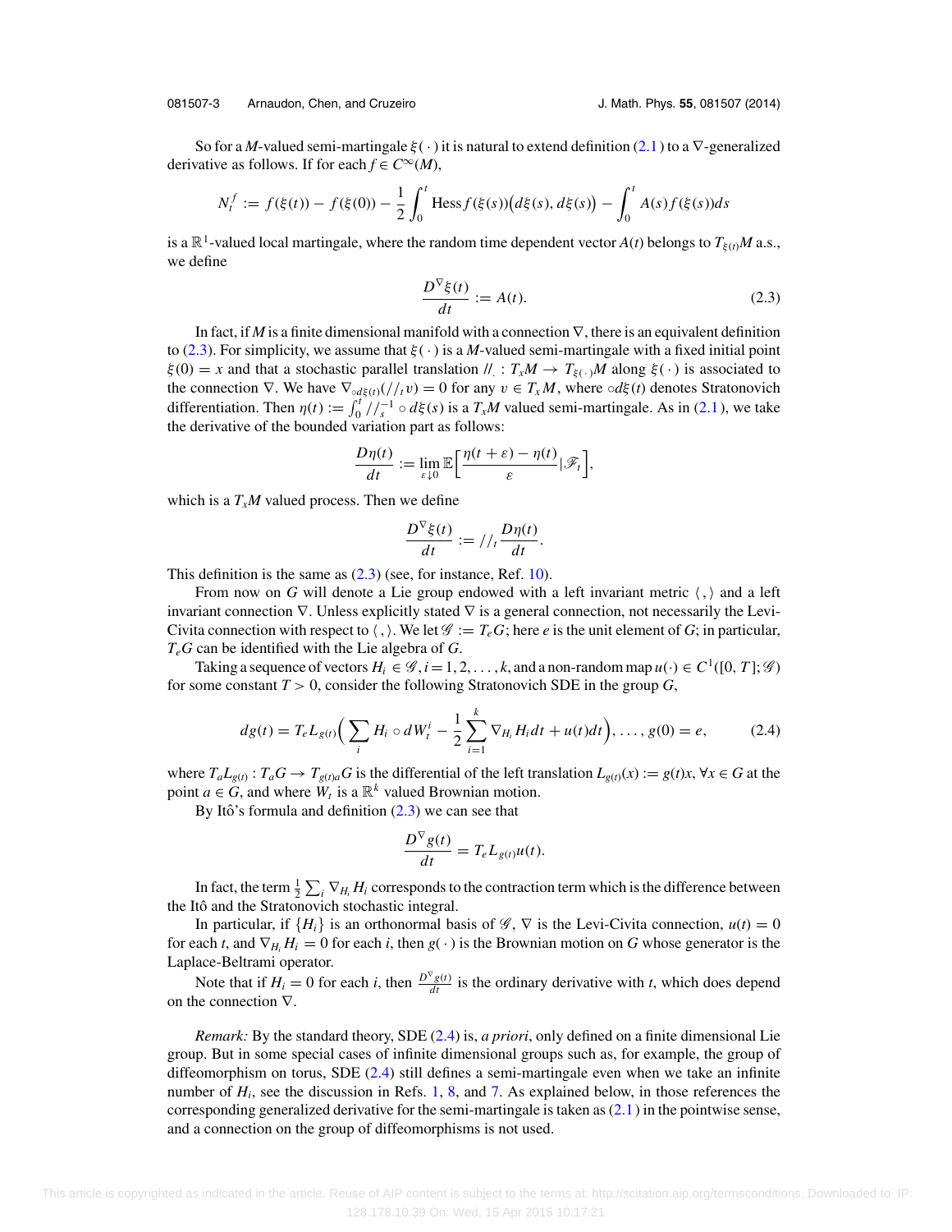So for a $M$-valued semi-martingale $\xi(\cdot)$ it is natural to extend definition (2.1) to a $\nabla$-generalized derivative as follows. If for each $f \in C^\infty(M)$,

$$N_t^f := f(\xi(t)) - f(\xi(0)) - \frac{1}{2}\int_0^t \mathrm{Hess}\, f(\xi(s))\big(d\xi(s), d\xi(s)\big) - \int_0^t A(s) f(\xi(s)) ds$$

is a $\mathbb{R}^1$-valued local martingale, where the random time dependent vector $A(t)$ belongs to $T_{\xi(t)}M$ a.s., we define

$$\frac{D^\nabla \xi(t)}{dt} := A(t). \tag{2.3}$$

In fact, if $M$ is a finite dimensional manifold with a connection $\nabla$, there is an equivalent definition to (2.3). For simplicity, we assume that $\xi(\cdot)$ is a $M$-valued semi-martingale with a fixed initial point $\xi(0) = x$ and that a stochastic parallel translation $//_{\cdot} : T_xM \to T_{\xi(\cdot)}M$ along $\xi(\cdot)$ is associated to the connection $\nabla$. We have $\nabla_{\circ d\xi(t)}(//_t v) = 0$ for any $v \in T_xM$, where $\circ d\xi(t)$ denotes Stratonovich differentiation. Then $\eta(t) := \int_0^t //_s^{-1} \circ d\xi(s)$ is a $T_xM$ valued semi-martingale. As in (2.1), we take the derivative of the bounded variation part as follows:

$$\frac{D\eta(t)}{dt} := \lim_{\varepsilon \downarrow 0} \mathbb{E}\Big[\frac{\eta(t+\varepsilon) - \eta(t)}{\varepsilon} | \mathscr{F}_t\Big],$$

which is a $T_xM$ valued process. Then we define

$$\frac{D^\nabla \xi(t)}{dt} := //_t \frac{D\eta(t)}{dt}.$$

This definition is the same as (2.3) (see, for instance, Ref. 10).

From now on $G$ will denote a Lie group endowed with a left invariant metric $\langle , \rangle$ and a left invariant connection $\nabla$. Unless explicitly stated $\nabla$ is a general connection, not necessarily the Levi-Civita connection with respect to $\langle , \rangle$. We let $\mathscr{G} := T_eG$; here $e$ is the unit element of $G$; in particular, $T_eG$ can be identified with the Lie algebra of $G$.

Taking a sequence of vectors $H_i \in \mathscr{G}, i = 1, 2, \ldots, k$, and a non-random map $u(\cdot) \in C^1([0, T]; \mathscr{G})$ for some constant $T > 0$, consider the following Stratonovich SDE in the group $G$,

$$dg(t) = T_e L_{g(t)}\Big(\sum_i H_i \circ dW_t^i - \frac{1}{2}\sum_{i=1}^k \nabla_{H_i} H_i dt + u(t)dt\Big), \ldots, g(0) = e, \tag{2.4}$$

where $T_aL_{g(t)} : T_aG \to T_{g(t)a}G$ is the differential of the left translation $L_{g(t)}(x) := g(t)x, \forall x \in G$ at the point $a \in G$, and where $W_t$ is a $\mathbb{R}^k$ valued Brownian motion.

By Itô's formula and definition (2.3) we can see that

$$\frac{D^\nabla g(t)}{dt} = T_e L_{g(t)} u(t).$$

In fact, the term $\frac{1}{2}\sum_i \nabla_{H_i} H_i$ corresponds to the contraction term which is the difference between the Itô and the Stratonovich stochastic integral.

In particular, if $\{H_i\}$ is an orthonormal basis of $\mathscr{G}$, $\nabla$ is the Levi-Civita connection, $u(t) = 0$ for each $t$, and $\nabla_{H_i} H_i = 0$ for each $i$, then $g(\cdot)$ is the Brownian motion on $G$ whose generator is the Laplace-Beltrami operator.

Note that if $H_i = 0$ for each $i$, then $\frac{D^\nabla g(t)}{dt}$ is the ordinary derivative with $t$, which does depend on the connection $\nabla$.

*Remark:* By the standard theory, SDE (2.4) is, *a priori*, only defined on a finite dimensional Lie group. But in some special cases of infinite dimensional groups such as, for example, the group of diffeomorphism on torus, SDE (2.4) still defines a semi-martingale even when we take an infinite number of $H_i$, see the discussion in Refs. 1, 8, and 7. As explained below, in those references the corresponding generalized derivative for the semi-martingale is taken as (2.1) in the pointwise sense, and a connection on the group of diffeomorphisms is not used.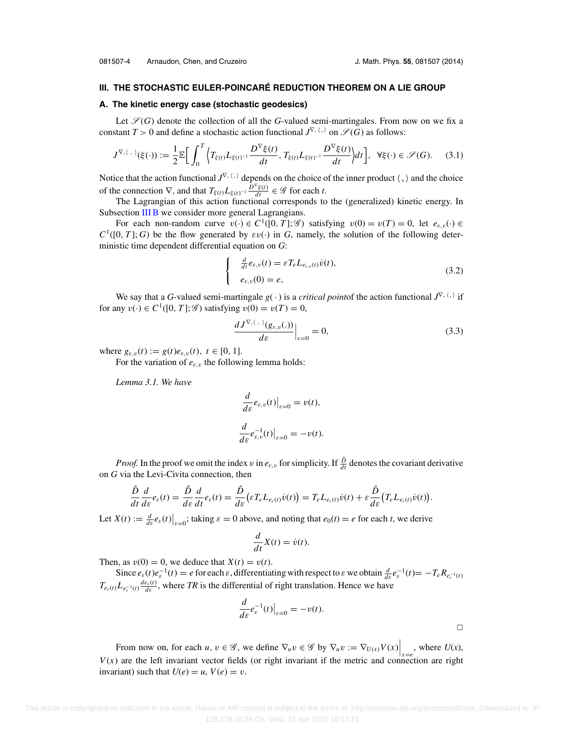## III. THE STOCHASTIC EULER-POINCARÉ REDUCTION THEOREM ON A LIE GROUP

### A. The kinetic energy case (stochastic geodesics)

Let $\mathscr{S}(G)$ denote the collection of all the $G$-valued semi-martingales. From now on we fix a constant $T > 0$ and define a stochastic action functional $J^{\nabla, \langle\,,\,\rangle}$ on $\mathscr{S}(G)$ as follows:

$$J^{\nabla, \langle\,,\,\rangle}(\xi(\cdot)) := \frac{1}{2}\mathbb{E}\Big[\int_0^T \Big\langle T_{\xi(t)}L_{\xi(t)^{-1}}\frac{D^\nabla \xi(t)}{dt}, T_{\xi(t)}L_{\xi(t)^{-1}}\frac{D^\nabla \xi(t)}{dt}\Big\rangle dt\Big], \quad \forall \xi(\cdot) \in \mathscr{S}(G). \tag{3.1}$$

Notice that the action functional $J^{\nabla, \langle\,,\,\rangle}$ depends on the choice of the inner product $\langle\,,\,\rangle$ and the choice of the connection $\nabla$, and that $T_{\xi(t)}L_{\xi(t)^{-1}}\frac{D^\nabla \xi(t)}{dt} \in \mathscr{G}$ for each $t$.

The Lagrangian of this action functional corresponds to the (generalized) kinetic energy. In Subsection III B we consider more general Lagrangians.

For each non-random curve $v(\cdot) \in C^1([0,T];\mathscr{G})$ satisfying $v(0) = v(T) = 0$, let $e_{\varepsilon,v}(\cdot) \in C^1([0,T];G)$ be the flow generated by $\varepsilon v(\cdot)$ in $G$, namely, the solution of the following deterministic time dependent differential equation on $G$:

$$\begin{cases} \frac{d}{dt}e_{\varepsilon,v}(t) = \varepsilon T_e L_{e_{\varepsilon,v}(t)}\dot{v}(t), \\ e_{\varepsilon,v}(0) = e, \end{cases} \tag{3.2}$$

We say that a $G$-valued semi-martingale $g(\cdot)$ is a *critical point*of the action functional $J^{\nabla, \langle\,,\,\rangle}$ if for any $v(\cdot) \in C^1([0,T];\mathscr{G})$ satisfying $v(0) = v(T) = 0$,

$$\frac{dJ^{\nabla, \langle\,,\,\rangle}(g_{\varepsilon,v}(.))}{d\varepsilon}\Big|_{\varepsilon=0} = 0, \tag{3.3}$$

where $g_{\varepsilon,v}(t) := g(t)e_{\varepsilon,v}(t),\ t \in [0,1]$.

For the variation of $e_{\varepsilon,v}$ the following lemma holds:

*Lemma 3.1. We have*

$$\frac{d}{d\varepsilon}e_{\varepsilon,v}(t)\big|_{\varepsilon=0} = v(t),$$

$$\frac{d}{d\varepsilon}e_{\varepsilon,v}^{-1}(t)\big|_{\varepsilon=0} = -v(t).$$

*Proof.* In the proof we omit the index $v$ in $e_{\varepsilon,v}$ for simplicity. If $\frac{\hat{D}}{dt}$ denotes the covariant derivative on $G$ via the Levi-Civita connection, then

$$\frac{\hat{D}}{dt}\frac{d}{d\varepsilon}e_\varepsilon(t) = \frac{\hat{D}}{d\varepsilon}\frac{d}{dt}e_\varepsilon(t) = \frac{\hat{D}}{d\varepsilon}\big(\varepsilon T_e L_{e_\varepsilon(t)}\dot{v}(t)\big) = T_e L_{e_\varepsilon(t)}\dot{v}(t) + \varepsilon\frac{\hat{D}}{d\varepsilon}\big(T_e L_{e_\varepsilon(t)}\dot{v}(t)\big).$$

Let $X(t) := \frac{d}{d\varepsilon}e_\varepsilon(t)\big|_{\varepsilon=0}$; taking $\varepsilon = 0$ above, and noting that $e_0(t) = e$ for each $t$, we derive

$$\frac{d}{dt}X(t) = \dot{v}(t).$$

Then, as $v(0) = 0$, we deduce that $X(t) = v(t)$.

Since $e_\varepsilon(t)e_\varepsilon^{-1}(t) = e$ for each $\varepsilon$, differentiating with respect to $\varepsilon$ we obtain $\frac{d}{d\varepsilon}e_\varepsilon^{-1}(t) = -T_e R_{e_\varepsilon^{-1}(t)} T_{e_\varepsilon(t)}L_{e_\varepsilon^{-1}(t)}\frac{de_\varepsilon(t)}{d\varepsilon}$, where $TR$ is the differential of right translation. Hence we have

$$\frac{d}{d\varepsilon}e_\varepsilon^{-1}(t)\big|_{\varepsilon=0} = -v(t).$$

□

From now on, for each $u, v \in \mathscr{G}$, we define $\nabla_u v \in \mathscr{G}$ by $\nabla_u v := \nabla_{U(x)}V(x)\Big|_{x=e}$, where $U(x)$, $V(x)$ are the left invariant vector fields (or right invariant if the metric and connection are right invariant) such that $U(e) = u$, $V(e) = v$.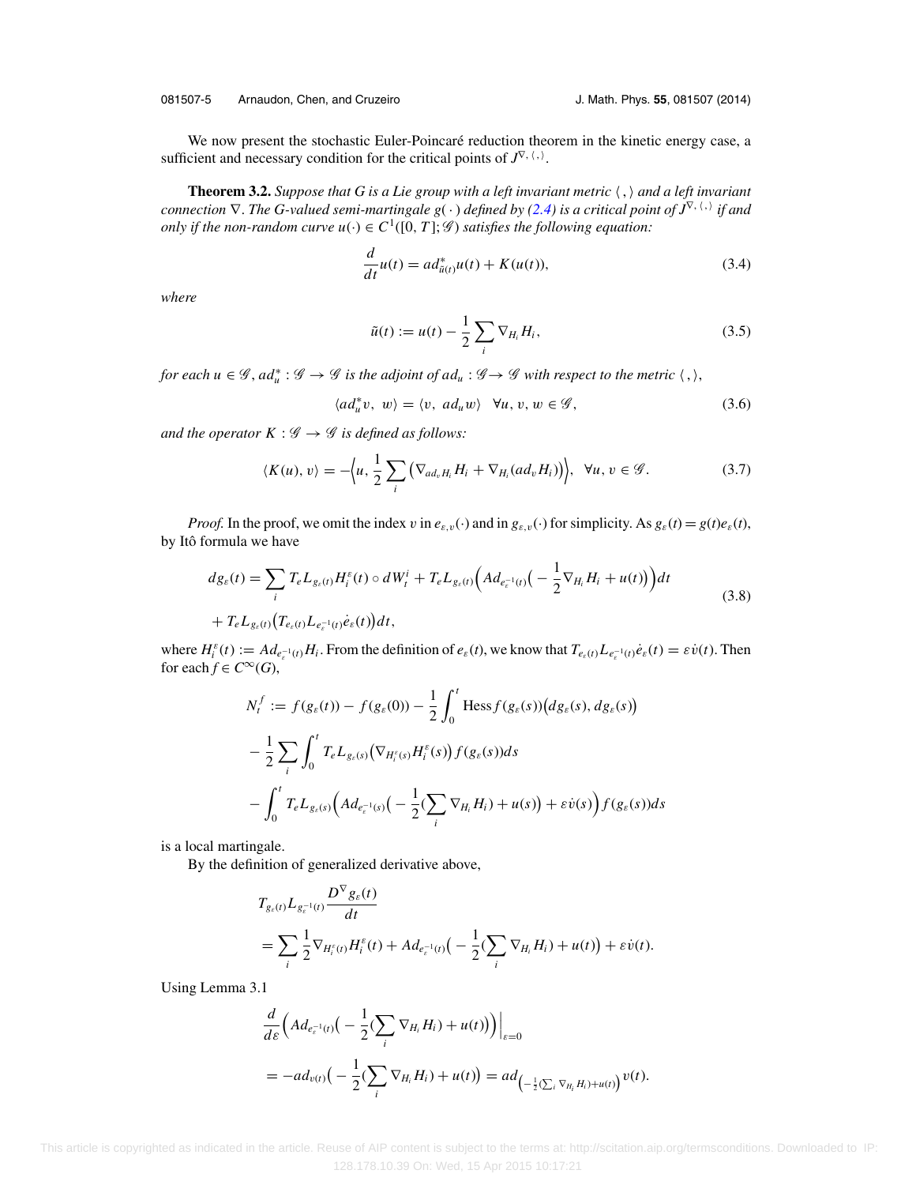We now present the stochastic Euler-Poincaré reduction theorem in the kinetic energy case, a sufficient and necessary condition for the critical points of $J^{\nabla, \langle , \rangle}$.

**Theorem 3.2.** *Suppose that $G$ is a Lie group with a left invariant metric $\langle , \rangle$ and a left invariant connection $\nabla$. The $G$-valued semi-martingale $g(\cdot)$ defined by (2.4) is a critical point of $J^{\nabla, \langle , \rangle}$ if and only if the non-random curve $u(\cdot) \in C^1([0, T]; \mathscr{G})$ satisfies the following equation:*

$$\frac{d}{dt}u(t) = ad^*_{\tilde{u}(t)}u(t) + K(u(t)), \tag{3.4}$$

*where*

$$\tilde{u}(t) := u(t) - \frac{1}{2}\sum_i \nabla_{H_i} H_i, \tag{3.5}$$

*for each $u \in \mathscr{G}$, $ad^*_u : \mathscr{G} \to \mathscr{G}$ is the adjoint of $ad_u : \mathscr{G} \to \mathscr{G}$ with respect to the metric $\langle , \rangle$,*

$$\langle ad^*_u v,\ w\rangle = \langle v,\ ad_u w\rangle \quad \forall u, v, w \in \mathscr{G}, \tag{3.6}$$

*and the operator $K : \mathscr{G} \to \mathscr{G}$ is defined as follows:*

$$\langle K(u), v\rangle = -\Big\langle u,\ \frac{1}{2}\sum_i \big(\nabla_{ad_v H_i} H_i + \nabla_{H_i}(ad_v H_i)\big)\Big\rangle, \quad \forall u, v \in \mathscr{G}. \tag{3.7}$$

*Proof.* In the proof, we omit the index $v$ in $e_{\varepsilon, v}(\cdot)$ and in $g_{\varepsilon, v}(\cdot)$ for simplicity. As $g_\varepsilon(t) = g(t)e_\varepsilon(t)$, by Itô formula we have

$$\begin{aligned} dg_\varepsilon(t) &= \sum_i T_e L_{g_\varepsilon(t)} H_i^\varepsilon(t) \circ dW_t^i + T_e L_{g_\varepsilon(t)}\Big(Ad_{e_\varepsilon^{-1}(t)}\big(-\frac{1}{2}\nabla_{H_i} H_i + u(t)\big)\Big)dt \\ &+ T_e L_{g_\varepsilon(t)}\big(T_{e_\varepsilon(t)} L_{e_\varepsilon^{-1}(t)} \dot{e}_\varepsilon(t)\big)dt, \end{aligned} \tag{3.8}$$

where $H_i^\varepsilon(t) := Ad_{e_\varepsilon^{-1}(t)} H_i$. From the definition of $e_\varepsilon(t)$, we know that $T_{e_\varepsilon(t)} L_{e_\varepsilon^{-1}(t)} \dot{e}_\varepsilon(t) = \varepsilon \dot{v}(t)$. Then for each $f \in C^\infty(G)$,

$$\begin{aligned} N_t^f &:= f(g_\varepsilon(t)) - f(g_\varepsilon(0)) - \frac{1}{2}\int_0^t \text{Hess} f(g_\varepsilon(s))\big(dg_\varepsilon(s), dg_\varepsilon(s)\big) \\ &- \frac{1}{2}\sum_i \int_0^t T_e L_{g_\varepsilon(s)}\big(\nabla_{H_i^\varepsilon(s)} H_i^\varepsilon(s)\big) f(g_\varepsilon(s)) ds \\ &- \int_0^t T_e L_{g_\varepsilon(s)}\Big(Ad_{e_\varepsilon^{-1}(s)}\big(-\frac{1}{2}(\sum_i \nabla_{H_i} H_i) + u(s)\big) + \varepsilon \dot{v}(s)\Big) f(g_\varepsilon(s)) ds \end{aligned}$$

is a local martingale.

By the definition of generalized derivative above,

$$\begin{aligned} &T_{g_\varepsilon(t)} L_{g_\varepsilon^{-1}(t)} \frac{D^\nabla g_\varepsilon(t)}{dt} \\ &= \sum_i \frac{1}{2}\nabla_{H_i^\varepsilon(t)} H_i^\varepsilon(t) + Ad_{e_\varepsilon^{-1}(t)}\big(-\frac{1}{2}(\sum_i \nabla_{H_i} H_i) + u(t)\big) + \varepsilon \dot{v}(t). \end{aligned}$$

Using Lemma 3.1

$$\begin{aligned} &\frac{d}{d\varepsilon}\Big(Ad_{e_\varepsilon^{-1}(t)}\big(-\frac{1}{2}(\sum_i \nabla_{H_i} H_i) + u(t)\big)\Big)\Big|_{\varepsilon=0} \\ &= -ad_{v(t)}\big(-\frac{1}{2}(\sum_i \nabla_{H_i} H_i) + u(t)\big) = ad_{\left(-\frac{1}{2}(\sum_i \nabla_{H_i} H_i) + u(t)\right)} v(t). \end{aligned}$$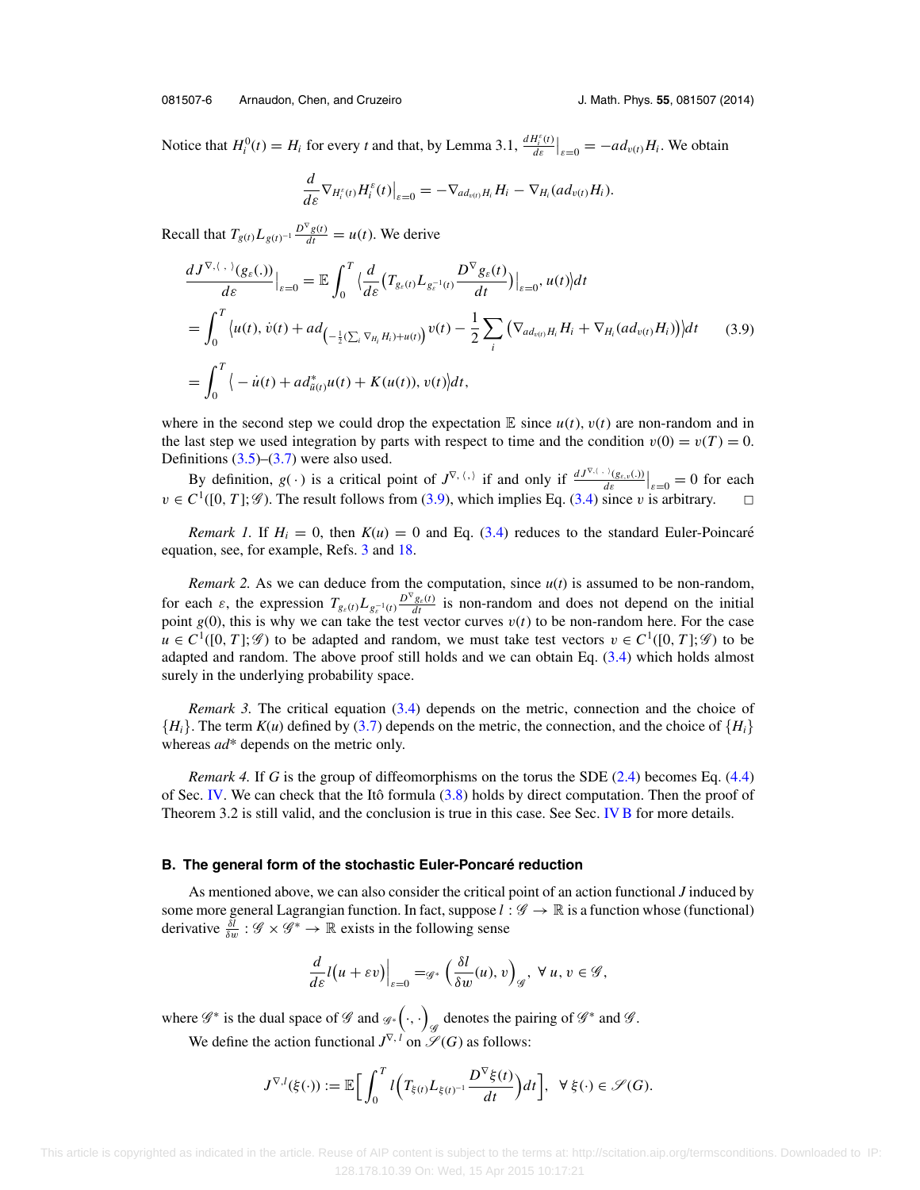Notice that $H_i^0(t) = H_i$ for every $t$ and that, by Lemma 3.1, $\frac{dH_i^\varepsilon(t)}{d\varepsilon}\big|_{\varepsilon=0} = -ad_{v(t)}H_i$. We obtain

$$\frac{d}{d\varepsilon}\nabla_{H_i^\varepsilon(t)}H_i^\varepsilon(t)\big|_{\varepsilon=0} = -\nabla_{ad_{v(t)}H_i}H_i - \nabla_{H_i}(ad_{v(t)}H_i).$$

Recall that $T_{g(t)}L_{g(t)^{-1}}\frac{D^\nabla g(t)}{dt} = u(t)$. We derive

$$\begin{aligned}
\frac{dJ^{\nabla,\langle\,,\,\rangle}(g_\varepsilon(.))}{d\varepsilon}\big|_{\varepsilon=0} &= \mathbb{E}\int_0^T \big\langle \frac{d}{d\varepsilon}\big(T_{g_\varepsilon(t)}L_{g_\varepsilon^{-1}(t)}\frac{D^\nabla g_\varepsilon(t)}{dt}\big)\big|_{\varepsilon=0}, u(t)\big\rangle dt \\
&= \int_0^T \big\langle u(t), \dot{v}(t) + ad_{\left(-\frac{1}{2}(\sum_i \nabla_{H_i}H_i)+u(t)\right)}v(t) - \frac{1}{2}\sum_i \left(\nabla_{ad_{v(t)}H_i}H_i + \nabla_{H_i}(ad_{v(t)}H_i)\right)\big\rangle dt \qquad (3.9)\\
&= \int_0^T \big\langle -\dot{u}(t) + ad^*_{\tilde{u}(t)}u(t) + K(u(t)), v(t)\big\rangle dt,
\end{aligned}$$

where in the second step we could drop the expectation $\mathbb{E}$ since $u(t)$, $v(t)$ are non-random and in the last step we used integration by parts with respect to time and the condition $v(0) = v(T) = 0$. Definitions (3.5)–(3.7) were also used.

By definition, $g(\cdot)$ is a critical point of $J^{\nabla,\langle,\rangle}$ if and only if $\frac{dJ^{\nabla,\langle\,,\,\rangle}(g_{\varepsilon,v}(.))}{d\varepsilon}\big|_{\varepsilon=0} = 0$ for each $v \in C^1([0,T];\mathscr{G})$. The result follows from (3.9), which implies Eq. (3.4) since $v$ is arbitrary. □

*Remark 1.* If $H_i = 0$, then $K(u) = 0$ and Eq. (3.4) reduces to the standard Euler-Poincaré equation, see, for example, Refs. 3 and 18.

*Remark 2.* As we can deduce from the computation, since $u(t)$ is assumed to be non-random, for each $\varepsilon$, the expression $T_{g_\varepsilon(t)}L_{g_\varepsilon^{-1}(t)}\frac{D^\nabla g_\varepsilon(t)}{dt}$ is non-random and does not depend on the initial point $g(0)$, this is why we can take the test vector curves $v(t)$ to be non-random here. For the case $u \in C^1([0,T];\mathscr{G})$ to be adapted and random, we must take test vectors $v \in C^1([0,T];\mathscr{G})$ to be adapted and random. The above proof still holds and we can obtain Eq. (3.4) which holds almost surely in the underlying probability space.

*Remark 3.* The critical equation (3.4) depends on the metric, connection and the choice of $\{H_i\}$. The term $K(u)$ defined by (3.7) depends on the metric, the connection, and the choice of $\{H_i\}$ whereas $ad^*$ depends on the metric only.

*Remark 4.* If $G$ is the group of diffeomorphisms on the torus the SDE (2.4) becomes Eq. (4.4) of Sec. IV. We can check that the Itô formula (3.8) holds by direct computation. Then the proof of Theorem 3.2 is still valid, and the conclusion is true in this case. See Sec. IV B for more details.

### B. The general form of the stochastic Euler-Poncaré reduction

As mentioned above, we can also consider the critical point of an action functional $J$ induced by some more general Lagrangian function. In fact, suppose $l : \mathscr{G} \to \mathbb{R}$ is a function whose (functional) derivative $\frac{\delta l}{\delta w} : \mathscr{G} \times \mathscr{G}^* \to \mathbb{R}$ exists in the following sense

$$\frac{d}{d\varepsilon}l\big(u + \varepsilon v\big)\Big|_{\varepsilon=0} = {}_{\mathscr{G}^*}\Big(\frac{\delta l}{\delta w}(u), v\Big)_{\mathscr{G}}, \ \forall\, u, v \in \mathscr{G},$$

where $\mathscr{G}^*$ is the dual space of $\mathscr{G}$ and ${}_{\mathscr{G}^*}\Big(\cdot,\cdot\Big)_{\mathscr{G}}$ denotes the pairing of $\mathscr{G}^*$ and $\mathscr{G}$.

We define the action functional $J^{\nabla,l}$ on $\mathscr{S}(G)$ as follows:

$$J^{\nabla,l}(\xi(\cdot)) := \mathbb{E}\Big[\int_0^T l\Big(T_{\xi(t)}L_{\xi(t)^{-1}}\frac{D^\nabla \xi(t)}{dt}\Big)dt\Big], \ \ \forall\, \xi(\cdot) \in \mathscr{S}(G).$$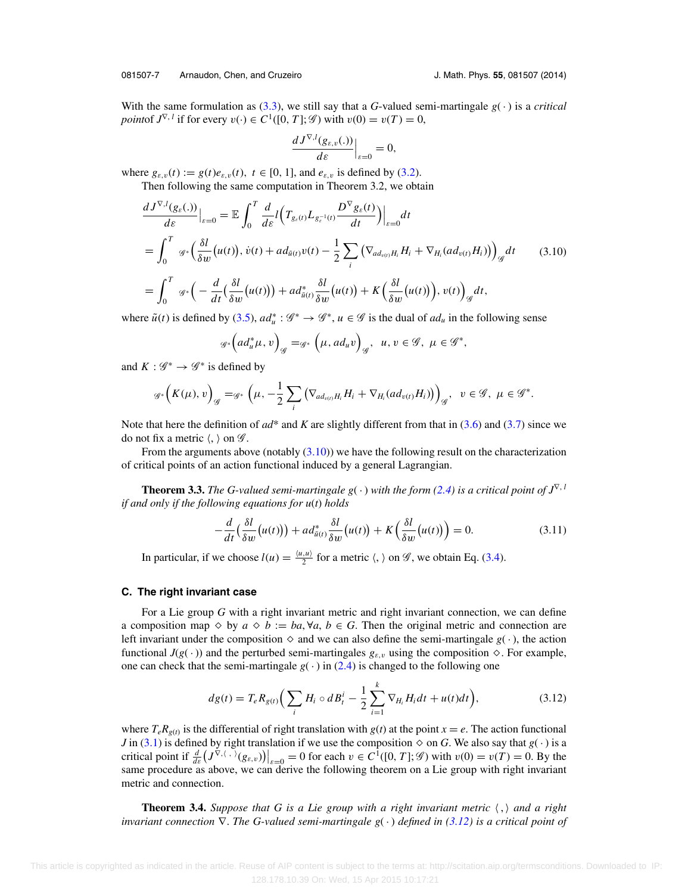With the same formulation as (3.3), we still say that a $G$-valued semi-martingale $g(\cdot)$ is a *critical point*of $J^{\nabla, l}$ if for every $v(\cdot) \in C^1([0, T]; \mathscr{G})$ with $v(0) = v(T) = 0$,

$$\frac{dJ^{\nabla,l}(g_{\varepsilon,v}(.))}{d\varepsilon}\Big|_{\varepsilon=0} = 0,$$

where $g_{\varepsilon,v}(t) := g(t)e_{\varepsilon,v}(t),\ t \in [0, 1]$, and $e_{\varepsilon,v}$ is defined by (3.2).

Then following the same computation in Theorem 3.2, we obtain

$$\begin{aligned}
\frac{dJ^{\nabla,l}(g_\varepsilon(.))}{d\varepsilon}\Big|_{\varepsilon=0} &= \mathbb{E}\int_0^T \frac{d}{d\varepsilon} l\Big(T_{g_\varepsilon(t)}L_{g_\varepsilon^{-1}(t)}\frac{D^\nabla g_\varepsilon(t)}{dt}\Big)\Big|_{\varepsilon=0} dt \\
&= \int_0^T {}_{\mathscr{G}^*}\Big(\frac{\delta l}{\delta w}\big(u(t)\big), \dot{v}(t) + ad_{\tilde{u}(t)}v(t) - \frac{1}{2}\sum_i \big(\nabla_{ad_{v(t)}H_i} H_i + \nabla_{H_i}(ad_{v(t)}H_i)\big)\Big)_{\mathscr{G}} dt \qquad (3.10)\\
&= \int_0^T {}_{\mathscr{G}^*}\Big(-\frac{d}{dt}\big(\frac{\delta l}{\delta w}\big(u(t)\big)\big) + ad^*_{\tilde{u}(t)}\frac{\delta l}{\delta w}\big(u(t)\big) + K\Big(\frac{\delta l}{\delta w}\big(u(t)\big)\Big), v(t)\Big)_{\mathscr{G}} dt,
\end{aligned}$$

where $\tilde{u}(t)$ is defined by (3.5), $ad^*_u : \mathscr{G}^* \to \mathscr{G}^*$, $u \in \mathscr{G}$ is the dual of $ad_u$ in the following sense

$${}_{\mathscr{G}^*}\Big(ad^*_u\mu, v\Big)_{\mathscr{G}} = {}_{\mathscr{G}^*}\Big(\mu, ad_u v\Big)_{\mathscr{G}},\ \ u, v \in \mathscr{G},\ \mu \in \mathscr{G}^*,$$

and $K : \mathscr{G}^* \to \mathscr{G}^*$ is defined by

$${}_{\mathscr{G}^*}\Big(K(\mu), v\Big)_{\mathscr{G}} = {}_{\mathscr{G}^*}\Big(\mu, -\frac{1}{2}\sum_i \big(\nabla_{ad_{v(t)}H_i} H_i + \nabla_{H_i}(ad_{v(t)}H_i)\big)\Big)_{\mathscr{G}},\ \ v \in \mathscr{G},\ \mu \in \mathscr{G}^*.$$

Note that here the definition of $ad^*$ and $K$ are slightly different from that in (3.6) and (3.7) since we do not fix a metric $\langle, \rangle$ on $\mathscr{G}$.

From the arguments above (notably (3.10)) we have the following result on the characterization of critical points of an action functional induced by a general Lagrangian.

**Theorem 3.3.** *The $G$-valued semi-martingale $g(\cdot)$ with the form (2.4) is a critical point of $J^{\nabla, l}$ if and only if the following equations for $u(t)$ holds*

$$-\frac{d}{dt}\big(\frac{\delta l}{\delta w}\big(u(t)\big)\big) + ad^*_{\tilde{u}(t)}\frac{\delta l}{\delta w}\big(u(t)\big) + K\Big(\frac{\delta l}{\delta w}\big(u(t)\big)\Big) = 0. \qquad (3.11)$$

In particular, if we choose $l(u) = \frac{\langle u, u\rangle}{2}$ for a metric $\langle, \rangle$ on $\mathscr{G}$, we obtain Eq. (3.4).

### C. The right invariant case

For a Lie group $G$ with a right invariant metric and right invariant connection, we can define a composition map $\diamond$ by $a \diamond b := ba, \forall a, b \in G$. Then the original metric and connection are left invariant under the composition $\diamond$ and we can also define the semi-martingale $g(\cdot)$, the action functional $J(g(\cdot))$ and the perturbed semi-martingales $g_{\varepsilon,v}$ using the composition $\diamond$. For example, one can check that the semi-martingale $g(\cdot)$ in (2.4) is changed to the following one

$$dg(t) = T_e R_{g(t)}\Big(\sum_i H_i \circ dB^i_t - \frac{1}{2}\sum_{i=1}^k \nabla_{H_i} H_i dt + u(t)dt\Big), \qquad (3.12)$$

where $T_e R_{g(t)}$ is the differential of right translation with $g(t)$ at the point $x = e$. The action functional $J$ in (3.1) is defined by right translation if we use the composition $\diamond$ on $G$. We also say that $g(\cdot)$ is a critical point if $\frac{d}{d\varepsilon}\big(J^{\nabla, \langle\, ,\, \rangle}(g_{\varepsilon,v})\big)\big|_{\varepsilon=0} = 0$ for each $v \in C^1([0, T]; \mathscr{G})$ with $v(0) = v(T) = 0$. By the same procedure as above, we can derive the following theorem on a Lie group with right invariant metric and connection.

**Theorem 3.4.** *Suppose that $G$ is a Lie group with a right invariant metric $\langle\, ,\rangle$ and a right invariant connection $\nabla$. The $G$-valued semi-martingale $g(\cdot)$ defined in (3.12) is a critical point of*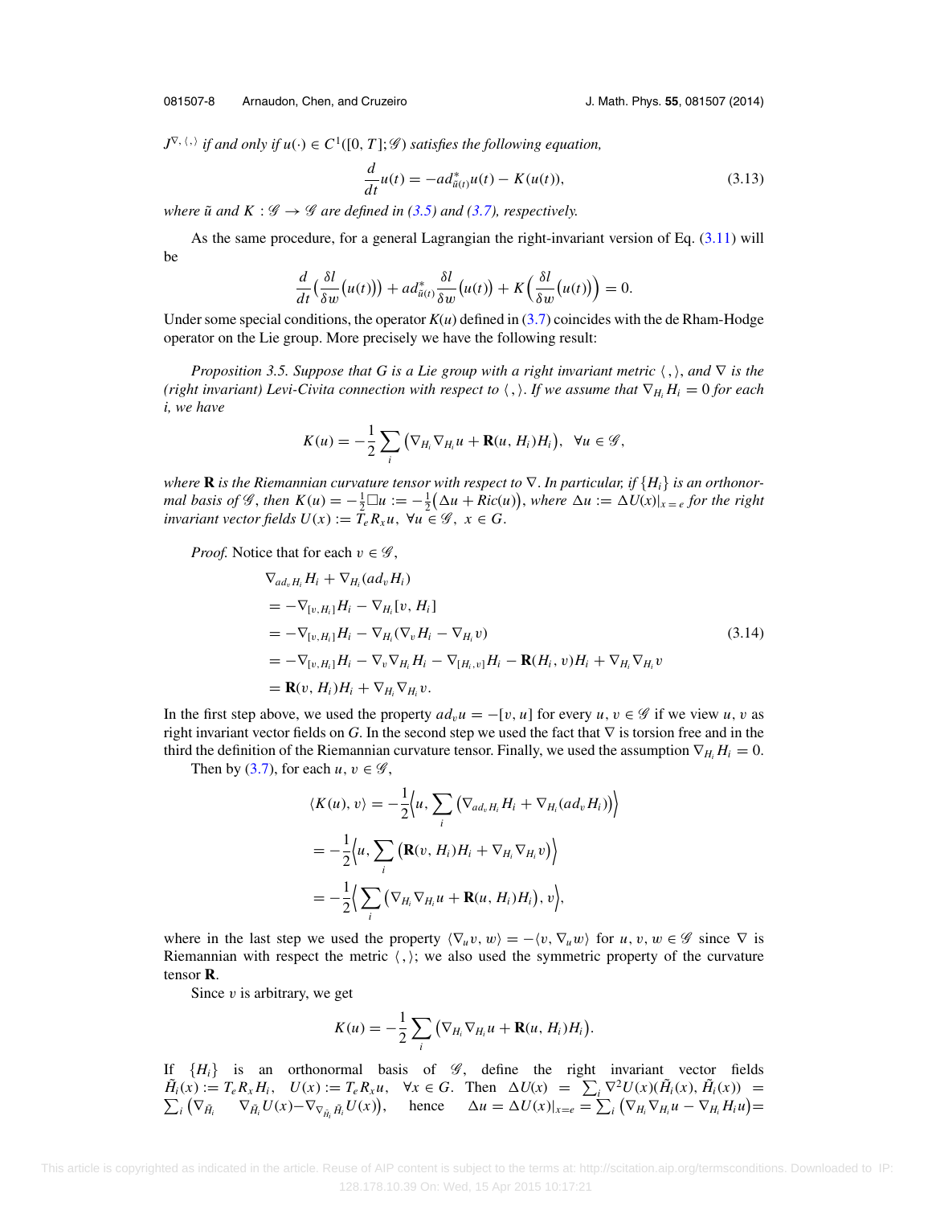$J^{\nabla, \langle , \rangle}$ *if and only if* $u(\cdot) \in C^1([0, T]; \mathscr{G})$ *satisfies the following equation,*

$$\frac{d}{dt}u(t) = -ad^*_{\tilde{u}(t)}u(t) - K(u(t)), \tag{3.13}$$

*where* $\tilde{u}$ *and* $K : \mathscr{G} \to \mathscr{G}$ *are defined in (3.5) and (3.7), respectively.*

As the same procedure, for a general Lagrangian the right-invariant version of Eq. (3.11) will be

$$\frac{d}{dt}\Big(\frac{\delta l}{\delta w}\big(u(t)\big)\Big) + ad^*_{\tilde{u}(t)}\frac{\delta l}{\delta w}\big(u(t)\big) + K\Big(\frac{\delta l}{\delta w}\big(u(t)\big)\Big) = 0.$$

Under some special conditions, the operator $K(u)$ defined in (3.7) coincides with the de Rham-Hodge operator on the Lie group. More precisely we have the following result:

*Proposition 3.5. Suppose that* $G$ *is a Lie group with a right invariant metric* $\langle , \rangle$*, and* $\nabla$ *is the (right invariant) Levi-Civita connection with respect to* $\langle , \rangle$*. If we assume that* $\nabla_{H_i}H_i = 0$ *for each* $i$*, we have*

$$K(u) = -\frac{1}{2}\sum_i \big(\nabla_{H_i}\nabla_{H_i}u + \mathbf{R}(u, H_i)H_i\big), \quad \forall u \in \mathscr{G},$$

*where* $\mathbf{R}$ *is the Riemannian curvature tensor with respect to* $\nabla$*. In particular, if* $\{H_i\}$ *is an orthonormal basis of* $\mathscr{G}$*, then* $K(u) = -\frac{1}{2}\square u := -\frac{1}{2}\big(\Delta u + Ric(u)\big)$*, where* $\Delta u := \Delta U(x)|_{x=e}$ *for the right invariant vector fields* $U(x) := T_eR_xu, \ \forall u \in \mathscr{G}, \ x \in G$*.*

*Proof.* Notice that for each $v \in \mathscr{G}$,

$$\begin{aligned}
&\nabla_{ad_vH_i}H_i + \nabla_{H_i}(ad_vH_i) \\
&= -\nabla_{[v,H_i]}H_i - \nabla_{H_i}[v, H_i] \\
&= -\nabla_{[v,H_i]}H_i - \nabla_{H_i}(\nabla_vH_i - \nabla_{H_i}v) \\
&= -\nabla_{[v,H_i]}H_i - \nabla_v\nabla_{H_i}H_i - \nabla_{[H_i,v]}H_i - \mathbf{R}(H_i, v)H_i + \nabla_{H_i}\nabla_{H_i}v \\
&= \mathbf{R}(v, H_i)H_i + \nabla_{H_i}\nabla_{H_i}v.
\end{aligned} \tag{3.14}$$

In the first step above, we used the property $ad_vu = -[v, u]$ for every $u, v \in \mathscr{G}$ if we view $u, v$ as right invariant vector fields on $G$. In the second step we used the fact that $\nabla$ is torsion free and in the third the definition of the Riemannian curvature tensor. Finally, we used the assumption $\nabla_{H_i}H_i = 0$.

Then by (3.7), for each $u, v \in \mathscr{G}$,

$$\begin{aligned}
\langle K(u), v\rangle &= -\frac{1}{2}\Big\langle u, \sum_i \big(\nabla_{ad_vH_i}H_i + \nabla_{H_i}(ad_vH_i)\big)\Big\rangle \\
&= -\frac{1}{2}\Big\langle u, \sum_i \big(\mathbf{R}(v, H_i)H_i + \nabla_{H_i}\nabla_{H_i}v\big)\Big\rangle \\
&= -\frac{1}{2}\Big\langle \sum_i \big(\nabla_{H_i}\nabla_{H_i}u + \mathbf{R}(u, H_i)H_i\big), v\Big\rangle,
\end{aligned}$$

where in the last step we used the property $\langle \nabla_uv, w\rangle = -\langle v, \nabla_uw\rangle$ for $u, v, w \in \mathscr{G}$ since $\nabla$ is Riemannian with respect the metric $\langle , \rangle$; we also used the symmetric property of the curvature tensor $\mathbf{R}$.

Since $v$ is arbitrary, we get

$$K(u) = -\frac{1}{2}\sum_i \big(\nabla_{H_i}\nabla_{H_i}u + \mathbf{R}(u, H_i)H_i\big).$$

If $\{H_i\}$ is an orthonormal basis of $\mathscr{G}$, define the right invariant vector fields $\tilde{H}_i(x) := T_eR_xH_i, \quad U(x) := T_eR_xu, \quad \forall x \in G$. Then $\Delta U(x) = \sum_i \nabla^2U(x)(\tilde{H}_i(x), \tilde{H}_i(x)) = \sum_i \big(\nabla_{\tilde{H}_i} \nabla_{\tilde{H}_i}U(x) - \nabla_{\nabla_{\tilde{H}_i}\tilde{H}_i}U(x)\big)$, hence $\Delta u = \Delta U(x)|_{x=e} = \sum_i \big(\nabla_{H_i}\nabla_{H_i}u - \nabla_{H_i}H_iu\big) =$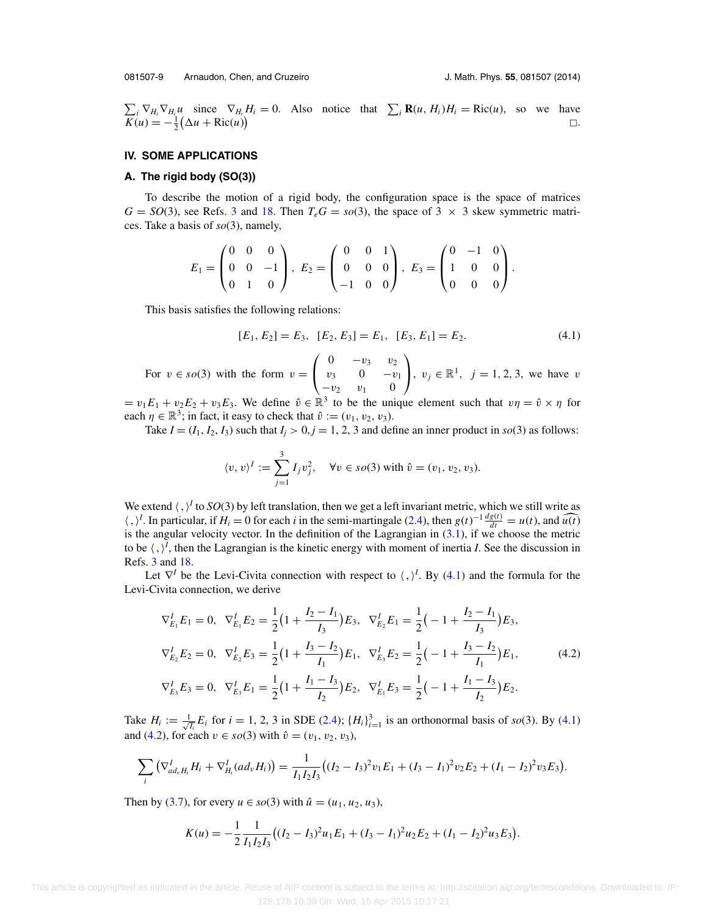$\sum_i \nabla_{H_i}\nabla_{H_i} u$ since $\nabla_{H_i} H_i = 0$. Also notice that $\sum_i \mathbf{R}(u, H_i)H_i = \text{Ric}(u)$, so we have $K(u) = -\frac{1}{2}\big(\Delta u + \text{Ric}(u)\big)$ □.

## IV. SOME APPLICATIONS

### A. The rigid body (SO(3))

To describe the motion of a rigid body, the configuration space is the space of matrices $G = SO(3)$, see Refs. 3 and 18. Then $T_eG = so(3)$, the space of $3 \times 3$ skew symmetric matrices. Take a basis of $so(3)$, namely,

$$E_1 = \begin{pmatrix} 0 & 0 & 0 \\ 0 & 0 & -1 \\ 0 & 1 & 0 \end{pmatrix},\ E_2 = \begin{pmatrix} 0 & 0 & 1 \\ 0 & 0 & 0 \\ -1 & 0 & 0 \end{pmatrix},\ E_3 = \begin{pmatrix} 0 & -1 & 0 \\ 1 & 0 & 0 \\ 0 & 0 & 0 \end{pmatrix}.$$

This basis satisfies the following relations:

$$[E_1, E_2] = E_3,\ \ [E_2, E_3] = E_1,\ \ [E_3, E_1] = E_2. \tag{4.1}$$

For $v \in so(3)$ with the form $v = \begin{pmatrix} 0 & -v_3 & v_2 \\ v_3 & 0 & -v_1 \\ -v_2 & v_1 & 0 \end{pmatrix}$, $v_j \in \mathbb{R}^1$, $j = 1, 2, 3$, we have $v = v_1E_1 + v_2E_2 + v_3E_3$. We define $\hat{v} \in \mathbb{R}^3$ to be the unique element such that $v\eta = \hat{v} \times \eta$ for each $\eta \in \mathbb{R}^3$; in fact, it easy to check that $\hat{v} := (v_1, v_2, v_3)$.

Take $I = (I_1, I_2, I_3)$ such that $I_j > 0, j = 1, 2, 3$ and define an inner product in $so(3)$ as follows:

$$\langle v, v\rangle^I := \sum_{j=1}^{3} I_j v_j^2, \quad \forall v \in so(3) \text{ with } \hat{v} = (v_1, v_2, v_3).$$

We extend $\langle\,,\rangle^I$ to $SO(3)$ by left translation, then we get a left invariant metric, which we still write as $\langle\,,\rangle^I$. In particular, if $H_i = 0$ for each $i$ in the semi-martingale (2.4), then $g(t)^{-1}\frac{dg(t)}{dt} = u(t)$, and $\widehat{u(t)}$ is the angular velocity vector. In the definition of the Lagrangian in (3.1), if we choose the metric to be $\langle\,,\rangle^I$, then the Lagrangian is the kinetic energy with moment of inertia $I$. See the discussion in Refs. 3 and 18.

Let $\nabla^I$ be the Levi-Civita connection with respect to $\langle\,,\rangle^I$. By (4.1) and the formula for the Levi-Civita connection, we derive

$$\begin{aligned}
&\nabla^I_{E_1}E_1 = 0,\ \ \nabla^I_{E_1}E_2 = \frac{1}{2}\big(1 + \frac{I_2 - I_1}{I_3}\big)E_3,\ \ \nabla^I_{E_2}E_1 = \frac{1}{2}\big(-1 + \frac{I_2 - I_1}{I_3}\big)E_3,\\
&\nabla^I_{E_2}E_2 = 0,\ \ \nabla^I_{E_2}E_3 = \frac{1}{2}\big(1 + \frac{I_3 - I_2}{I_1}\big)E_1,\ \ \nabla^I_{E_3}E_2 = \frac{1}{2}\big(-1 + \frac{I_3 - I_2}{I_1}\big)E_1,\\
&\nabla^I_{E_3}E_3 = 0,\ \ \nabla^I_{E_3}E_1 = \frac{1}{2}\big(1 + \frac{I_1 - I_3}{I_2}\big)E_2,\ \ \nabla^I_{E_1}E_3 = \frac{1}{2}\big(-1 + \frac{I_1 - I_3}{I_2}\big)E_2.
\end{aligned} \tag{4.2}$$

Take $H_i := \frac{1}{\sqrt{I_i}}E_i$ for $i = 1, 2, 3$ in SDE (2.4); $\{H_i\}_{i=1}^3$ is an orthonormal basis of $so(3)$. By (4.1) and (4.2), for each $v \in so(3)$ with $\hat{v} = (v_1, v_2, v_3)$,

$$\sum_i \big(\nabla^I_{ad_v H_i}H_i + \nabla^I_{H_i}(ad_v H_i)\big) = \frac{1}{I_1I_2I_3}\big((I_2 - I_3)^2v_1E_1 + (I_3 - I_1)^2v_2E_2 + (I_1 - I_2)^2v_3E_3\big).$$

Then by (3.7), for every $u \in so(3)$ with $\hat{u} = (u_1, u_2, u_3)$,

$$K(u) = -\frac{1}{2}\frac{1}{I_1I_2I_3}\big((I_2 - I_3)^2u_1E_1 + (I_3 - I_1)^2u_2E_2 + (I_1 - I_2)^2u_3E_3\big).$$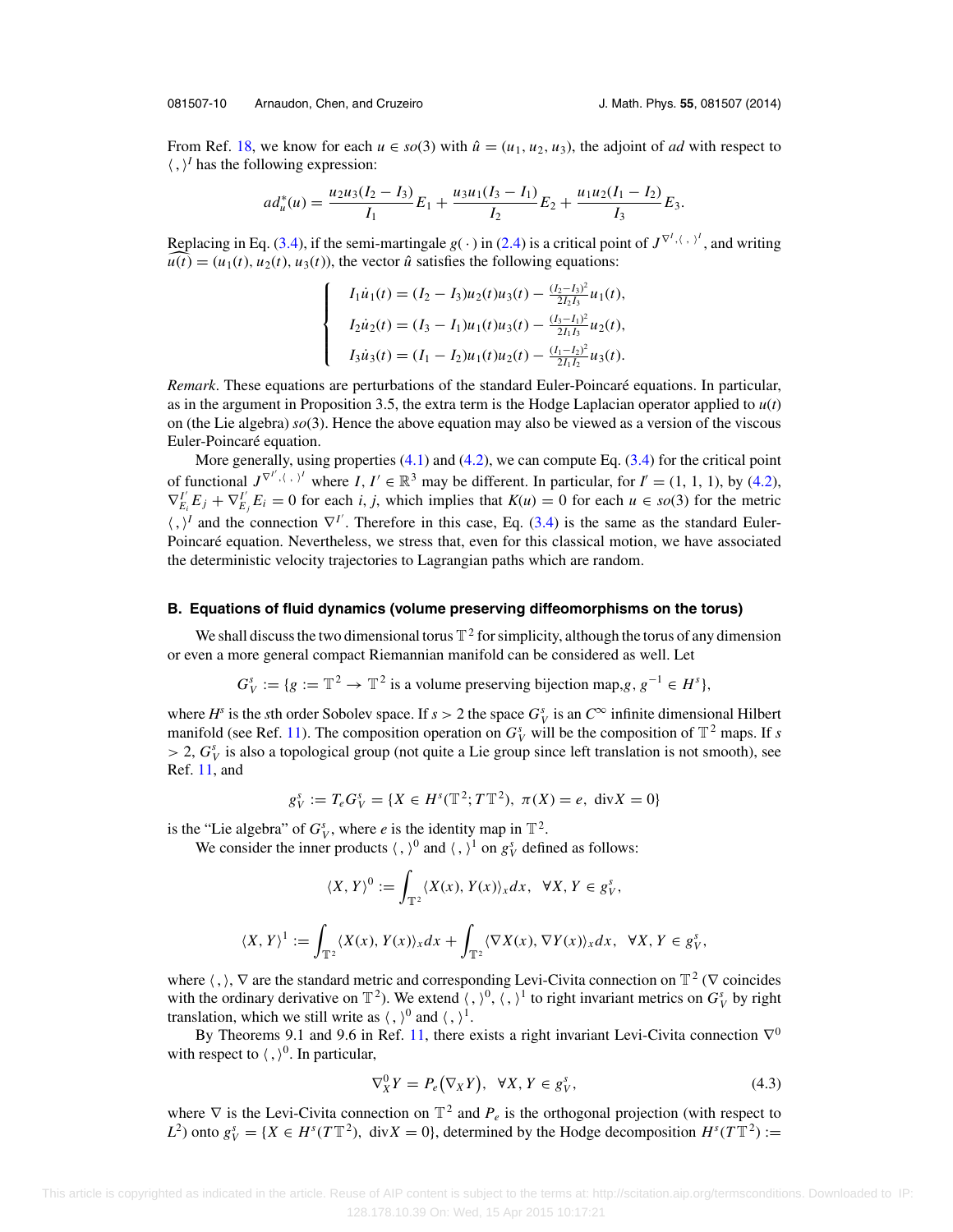From Ref. 18, we know for each $u \in so(3)$ with $\hat{u} = (u_1, u_2, u_3)$, the adjoint of $ad$ with respect to $\langle\, , \rangle^I$ has the following expression:

$$ad_u^*(u) = \frac{u_2 u_3 (I_2 - I_3)}{I_1} E_1 + \frac{u_3 u_1 (I_3 - I_1)}{I_2} E_2 + \frac{u_1 u_2 (I_1 - I_2)}{I_3} E_3.$$

Replacing in Eq. (3.4), if the semi-martingale $g(\cdot)$ in (2.4) is a critical point of $J^{\nabla^I, \langle\,\cdot\,\rangle^I}$, and writing $\widehat{u(t)} = (u_1(t), u_2(t), u_3(t))$, the vector $\hat{u}$ satisfies the following equations:

$$\begin{cases} I_1 \dot{u}_1(t) = (I_2 - I_3) u_2(t) u_3(t) - \frac{(I_2 - I_3)^2}{2 I_2 I_3} u_1(t), \\ I_2 \dot{u}_2(t) = (I_3 - I_1) u_1(t) u_3(t) - \frac{(I_3 - I_1)^2}{2 I_1 I_3} u_2(t), \\ I_3 \dot{u}_3(t) = (I_1 - I_2) u_1(t) u_2(t) - \frac{(I_1 - I_2)^2}{2 I_1 I_2} u_3(t). \end{cases}$$

*Remark*. These equations are perturbations of the standard Euler-Poincaré equations. In particular, as in the argument in Proposition 3.5, the extra term is the Hodge Laplacian operator applied to $u(t)$ on (the Lie algebra) $so(3)$. Hence the above equation may also be viewed as a version of the viscous Euler-Poincaré equation.

More generally, using properties (4.1) and (4.2), we can compute Eq. (3.4) for the critical point of functional $J^{\nabla^{I'}, \langle\,\cdot\,\rangle^I}$ where $I, I' \in \mathbb{R}^3$ may be different. In particular, for $I' = (1, 1, 1)$, by (4.2), $\nabla_{E_i}^{I'} E_j + \nabla_{E_j}^{I'} E_i = 0$ for each $i, j$, which implies that $K(u) = 0$ for each $u \in so(3)$ for the metric $\langle\, , \rangle^I$ and the connection $\nabla^{I'}$. Therefore in this case, Eq. (3.4) is the same as the standard Euler-Poincaré equation. Nevertheless, we stress that, even for this classical motion, we have associated the deterministic velocity trajectories to Lagrangian paths which are random.

### B. Equations of fluid dynamics (volume preserving diffeomorphisms on the torus)

We shall discuss the two dimensional torus $\mathbb{T}^2$ for simplicity, although the torus of any dimension or even a more general compact Riemannian manifold can be considered as well. Let

$$G_V^s := \{g := \mathbb{T}^2 \to \mathbb{T}^2 \text{ is a volume preserving bijection map}, g, g^{-1} \in H^s\},$$

where $H^s$ is the $s$th order Sobolev space. If $s > 2$ the space $G_V^s$ is an $C^\infty$ infinite dimensional Hilbert manifold (see Ref. 11). The composition operation on $G_V^s$ will be the composition of $\mathbb{T}^2$ maps. If $s > 2$, $G_V^s$ is also a topological group (not quite a Lie group since left translation is not smooth), see Ref. 11, and

$$g_V^s := T_e G_V^s = \{X \in H^s(\mathbb{T}^2; T\mathbb{T}^2),\ \pi(X) = e,\ \operatorname{div} X = 0\}$$

is the "Lie algebra" of $G_V^s$, where $e$ is the identity map in $\mathbb{T}^2$.

We consider the inner products $\langle\, , \rangle^0$ and $\langle\, , \rangle^1$ on $g_V^s$ defined as follows:

$$\langle X, Y \rangle^0 := \int_{\mathbb{T}^2} \langle X(x), Y(x) \rangle_x dx, \quad \forall X, Y \in g_V^s,$$

$$\langle X, Y \rangle^1 := \int_{\mathbb{T}^2} \langle X(x), Y(x) \rangle_x dx + \int_{\mathbb{T}^2} \langle \nabla X(x), \nabla Y(x) \rangle_x dx, \quad \forall X, Y \in g_V^s,$$

where $\langle\, , \rangle$, $\nabla$ are the standard metric and corresponding Levi-Civita connection on $\mathbb{T}^2$ ($\nabla$ coincides with the ordinary derivative on $\mathbb{T}^2$). We extend $\langle\, , \rangle^0$, $\langle\, , \rangle^1$ to right invariant metrics on $G_V^s$ by right translation, which we still write as $\langle\, , \rangle^0$ and $\langle\, , \rangle^1$.

By Theorems 9.1 and 9.6 in Ref. 11, there exists a right invariant Levi-Civita connection $\nabla^0$ with respect to $\langle\, , \rangle^0$. In particular,

$$\nabla_X^0 Y = P_e\big(\nabla_X Y\big), \quad \forall X, Y \in g_V^s, \tag{4.3}$$

where $\nabla$ is the Levi-Civita connection on $\mathbb{T}^2$ and $P_e$ is the orthogonal projection (with respect to $L^2$) onto $g_V^s = \{X \in H^s(T\mathbb{T}^2),\ \operatorname{div} X = 0\}$, determined by the Hodge decomposition $H^s(T\mathbb{T}^2) :=$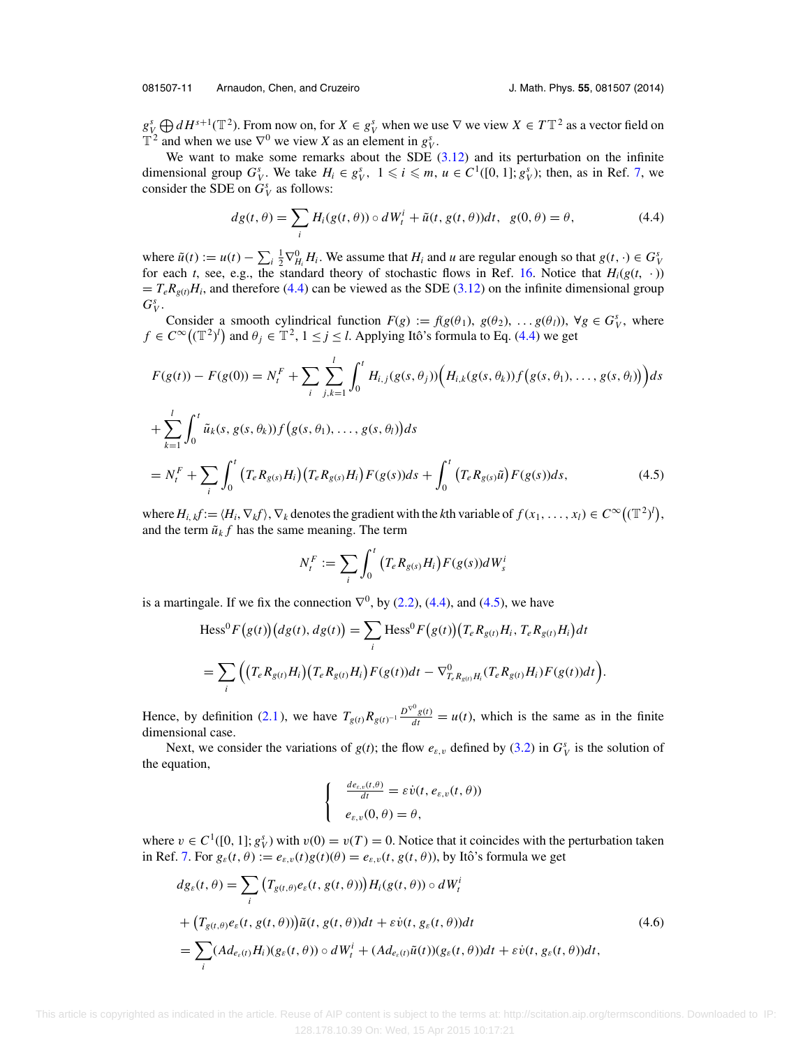$g_V^s \bigoplus dH^{s+1}(\mathbb{T}^2)$. From now on, for $X \in g_V^s$ when we use $\nabla$ we view $X \in T\mathbb{T}^2$ as a vector field on $\mathbb{T}^2$ and when we use $\nabla^0$ we view $X$ as an element in $g_V^s$.

We want to make some remarks about the SDE (3.12) and its perturbation on the infinite dimensional group $G_V^s$. We take $H_i \in g_V^s$, $1 \leqslant i \leqslant m$, $u \in C^1([0, 1]; g_V^s)$; then, as in Ref. 7, we consider the SDE on $G_V^s$ as follows:

$$dg(t, \theta) = \sum_i H_i(g(t, \theta)) \circ dW_t^i + \tilde{u}(t, g(t, \theta))dt, \quad g(0, \theta) = \theta, \tag{4.4}$$

where $\tilde{u}(t) := u(t) - \sum_i \frac{1}{2}\nabla^0_{H_i} H_i$. We assume that $H_i$ and $u$ are regular enough so that $g(t, \cdot) \in G_V^s$ for each $t$, see, e.g., the standard theory of stochastic flows in Ref. 16. Notice that $H_i(g(t, \cdot)) = T_e R_{g(t)} H_i$, and therefore (4.4) can be viewed as the SDE (3.12) on the infinite dimensional group $G_V^s$.

Consider a smooth cylindrical function $F(g) := f(g(\theta_1), g(\theta_2), \ldots g(\theta_l))$, $\forall g \in G_V^s$, where $f \in C^\infty\big((\mathbb{T}^2)^l\big)$ and $\theta_j \in \mathbb{T}^2$, $1 \le j \le l$. Applying Itô's formula to Eq. (4.4) we get

$$\begin{aligned}
F(g(t)) - F(g(0)) &= N_t^F + \sum_i \sum_{j,k=1}^l \int_0^t H_{i,j}(g(s, \theta_j))\Big(H_{i,k}(g(s, \theta_k)) f\big(g(s, \theta_1), \ldots, g(s, \theta_l)\big)\Big)ds \\
&+ \sum_{k=1}^l \int_0^t \tilde{u}_k(s, g(s, \theta_k)) f\big(g(s, \theta_1), \ldots, g(s, \theta_l)\big)ds \\
&= N_t^F + \sum_i \int_0^t \big(T_e R_{g(s)} H_i\big)\big(T_e R_{g(s)} H_i\big) F(g(s))ds + \int_0^t \big(T_e R_{g(s)} \tilde{u}\big) F(g(s))ds,
\end{aligned} \tag{4.5}$$

where $H_{i,k}f := \langle H_i, \nabla_k f\rangle$, $\nabla_k$ denotes the gradient with the $k$th variable of $f(x_1, \ldots, x_l) \in C^\infty\big((\mathbb{T}^2)^l\big)$, and the term $\tilde{u}_k f$ has the same meaning. The term

$$N_t^F := \sum_i \int_0^t \big(T_e R_{g(s)} H_i\big) F(g(s)) dW_s^i$$

is a martingale. If we fix the connection $\nabla^0$, by (2.2), (4.4), and (4.5), we have

$$\begin{aligned}
\mathrm{Hess}^0 F\big(g(t)\big)\big(dg(t), dg(t)\big) &= \sum_i \mathrm{Hess}^0 F\big(g(t)\big)\big(T_e R_{g(t)} H_i, T_e R_{g(t)} H_i\big)dt \\
&= \sum_i \Big(\big(T_e R_{g(t)} H_i\big)\big(T_e R_{g(t)} H_i\big) F(g(t))dt - \nabla^0_{T_e R_{g(t)} H_i}(T_e R_{g(t)} H_i) F(g(t))dt\Big).
\end{aligned}$$

Hence, by definition (2.1), we have $T_{g(t)} R_{g(t)^{-1}} \frac{D^{\nabla^0} g(t)}{dt} = u(t)$, which is the same as in the finite dimensional case.

Next, we consider the variations of $g(t)$; the flow $e_{\varepsilon, v}$ defined by (3.2) in $G_V^s$ is the solution of the equation,

$$\begin{cases}
\frac{de_{\varepsilon,v}(t,\theta)}{dt} = \varepsilon \dot{v}(t, e_{\varepsilon,v}(t, \theta)) \\
e_{\varepsilon,v}(0, \theta) = \theta,
\end{cases}$$

where $v \in C^1([0, 1]; g_V^s)$ with $v(0) = v(T) = 0$. Notice that it coincides with the perturbation taken in Ref. 7. For $g_\varepsilon(t, \theta) := e_{\varepsilon,v}(t) g(t)(\theta) = e_{\varepsilon,v}(t, g(t, \theta))$, by Itô's formula we get

$$\begin{aligned}
dg_\varepsilon(t, \theta) &= \sum_i \big(T_{g(t,\theta)} e_\varepsilon(t, g(t, \theta))\big) H_i(g(t, \theta)) \circ dW_t^i \\
&+ \big(T_{g(t,\theta)} e_\varepsilon(t, g(t, \theta))\big)\tilde{u}(t, g(t, \theta))dt + \varepsilon \dot{v}(t, g_\varepsilon(t, \theta))dt \\
&= \sum_i (Ad_{e_\varepsilon(t)} H_i)(g_\varepsilon(t, \theta)) \circ dW_t^i + (Ad_{e_\varepsilon(t)} \tilde{u}(t))(g_\varepsilon(t, \theta))dt + \varepsilon \dot{v}(t, g_\varepsilon(t, \theta))dt,
\end{aligned} \tag{4.6}$$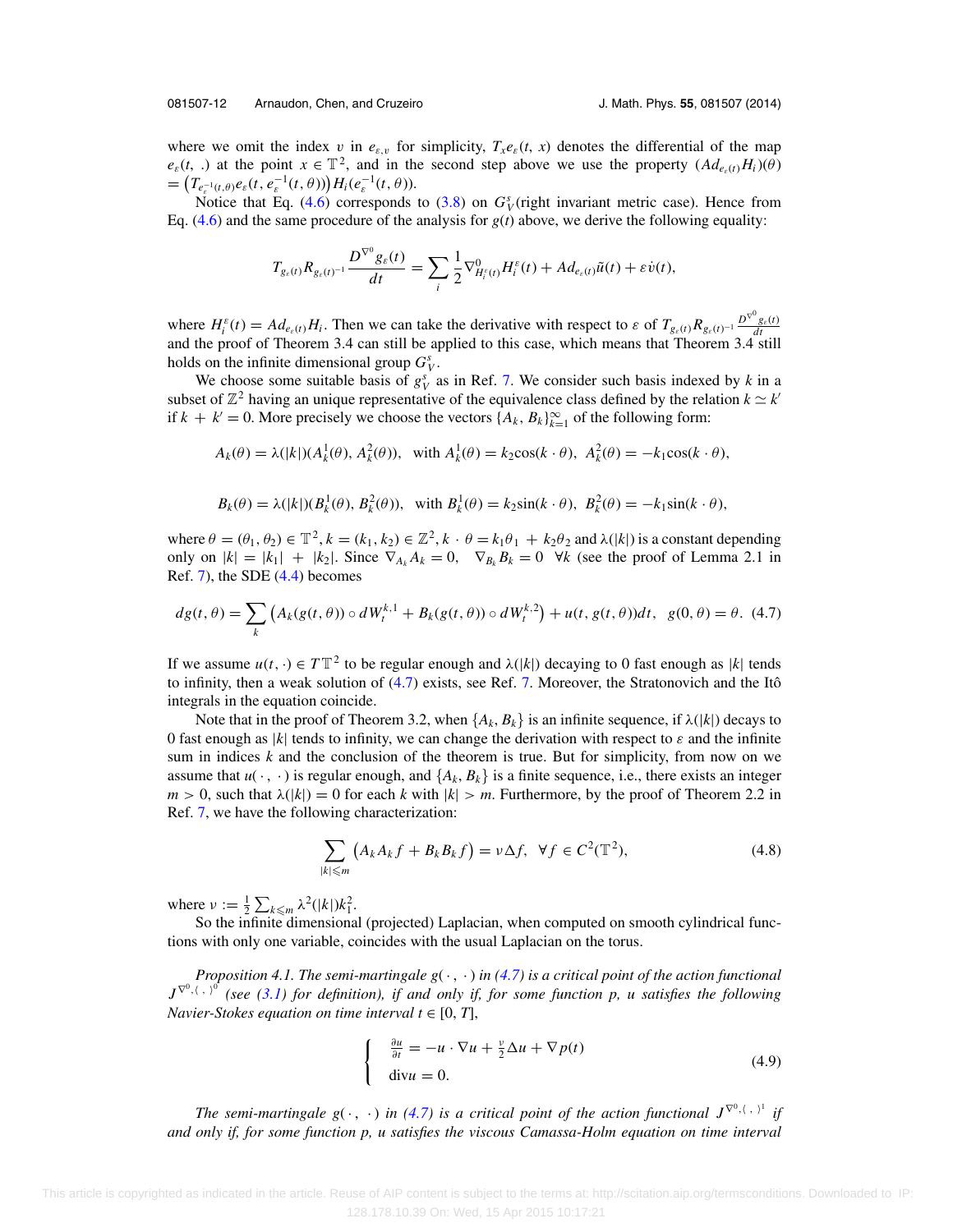where we omit the index $v$ in $e_{\varepsilon,v}$ for simplicity, $T_x e_\varepsilon(t, x)$ denotes the differential of the map $e_\varepsilon(t, .)$ at the point $x \in \mathbb{T}^2$, and in the second step above we use the property $(Ad_{e_\varepsilon(t)}H_i)(\theta) = \left(T_{e_\varepsilon^{-1}(t,\theta)}e_\varepsilon(t, e_\varepsilon^{-1}(t,\theta))\right)H_i(e_\varepsilon^{-1}(t,\theta))$.

Notice that Eq. (4.6) corresponds to (3.8) on $G_V^s$(right invariant metric case). Hence from Eq. (4.6) and the same procedure of the analysis for $g(t)$ above, we derive the following equality:

$$T_{g_\varepsilon(t)}R_{g_\varepsilon(t)^{-1}}\frac{D^{\nabla^0}g_\varepsilon(t)}{dt} = \sum_i \frac{1}{2}\nabla^0_{H_i^\varepsilon(t)}H_i^\varepsilon(t) + Ad_{e_\varepsilon(t)}\tilde{u}(t) + \varepsilon\dot{v}(t),$$

where $H_i^\varepsilon(t) = Ad_{e_\varepsilon(t)}H_i$. Then we can take the derivative with respect to $\varepsilon$ of $T_{g_\varepsilon(t)}R_{g_\varepsilon(t)^{-1}}\frac{D^{\nabla^0}g_\varepsilon(t)}{dt}$ and the proof of Theorem 3.4 can still be applied to this case, which means that Theorem 3.4 still holds on the infinite dimensional group $G_V^s$.

We choose some suitable basis of $g_V^s$ as in Ref. 7. We consider such basis indexed by $k$ in a subset of $\mathbb{Z}^2$ having an unique representative of the equivalence class defined by the relation $k \simeq k'$ if $k + k' = 0$. More precisely we choose the vectors $\{A_k, B_k\}_{k=1}^\infty$ of the following form:

$$A_k(\theta) = \lambda(|k|)(A_k^1(\theta), A_k^2(\theta)), \quad \text{with } A_k^1(\theta) = k_2\cos(k\cdot\theta),\ A_k^2(\theta) = -k_1\cos(k\cdot\theta),$$

$$B_k(\theta) = \lambda(|k|)(B_k^1(\theta), B_k^2(\theta)), \quad \text{with } B_k^1(\theta) = k_2\sin(k\cdot\theta),\ B_k^2(\theta) = -k_1\sin(k\cdot\theta),$$

where $\theta = (\theta_1, \theta_2) \in \mathbb{T}^2$, $k = (k_1, k_2) \in \mathbb{Z}^2$, $k\cdot\theta = k_1\theta_1 + k_2\theta_2$ and $\lambda(|k|)$ is a constant depending only on $|k| = |k_1| + |k_2|$. Since $\nabla_{A_k}A_k = 0$, $\nabla_{B_k}B_k = 0$ $\forall k$ (see the proof of Lemma 2.1 in Ref. 7), the SDE (4.4) becomes

$$dg(t,\theta) = \sum_k \left(A_k(g(t,\theta))\circ dW_t^{k,1} + B_k(g(t,\theta))\circ dW_t^{k,2}\right) + u(t, g(t,\theta))dt, \quad g(0,\theta) = \theta. \quad (4.7)$$

If we assume $u(t,\cdot) \in T\mathbb{T}^2$ to be regular enough and $\lambda(|k|)$ decaying to 0 fast enough as $|k|$ tends to infinity, then a weak solution of (4.7) exists, see Ref. 7. Moreover, the Stratonovich and the Itô integrals in the equation coincide.

Note that in the proof of Theorem 3.2, when $\{A_k, B_k\}$ is an infinite sequence, if $\lambda(|k|)$ decays to 0 fast enough as $|k|$ tends to infinity, we can change the derivation with respect to $\varepsilon$ and the infinite sum in indices $k$ and the conclusion of the theorem is true. But for simplicity, from now on we assume that $u(\cdot,\cdot)$ is regular enough, and $\{A_k, B_k\}$ is a finite sequence, i.e., there exists an integer $m > 0$, such that $\lambda(|k|) = 0$ for each $k$ with $|k| > m$. Furthermore, by the proof of Theorem 2.2 in Ref. 7, we have the following characterization:

$$\sum_{|k|\leqslant m}\left(A_kA_kf + B_kB_kf\right) = \nu\Delta f, \quad \forall f \in C^2(\mathbb{T}^2), \quad (4.8)$$

where $\nu := \frac{1}{2}\sum_{k\leqslant m}\lambda^2(|k|)k_1^2$.

So the infinite dimensional (projected) Laplacian, when computed on smooth cylindrical functions with only one variable, coincides with the usual Laplacian on the torus.

*Proposition 4.1. The semi-martingale $g(\cdot,\cdot)$ in (4.7) is a critical point of the action functional $J^{\nabla^0,\langle\,,\,\rangle^0}$ (see (3.1) for definition), if and only if, for some function $p$, $u$ satisfies the following Navier-Stokes equation on time interval $t \in [0, T]$,*

$$\begin{cases} \frac{\partial u}{\partial t} = -u\cdot\nabla u + \frac{\nu}{2}\Delta u + \nabla p(t) \\ \operatorname{div} u = 0. \end{cases} \quad (4.9)$$

*The semi-martingale $g(\cdot,\cdot)$ in (4.7) is a critical point of the action functional $J^{\nabla^0,\langle\,,\,\rangle^1}$ if and only if, for some function $p$, $u$ satisfies the viscous Camassa-Holm equation on time interval*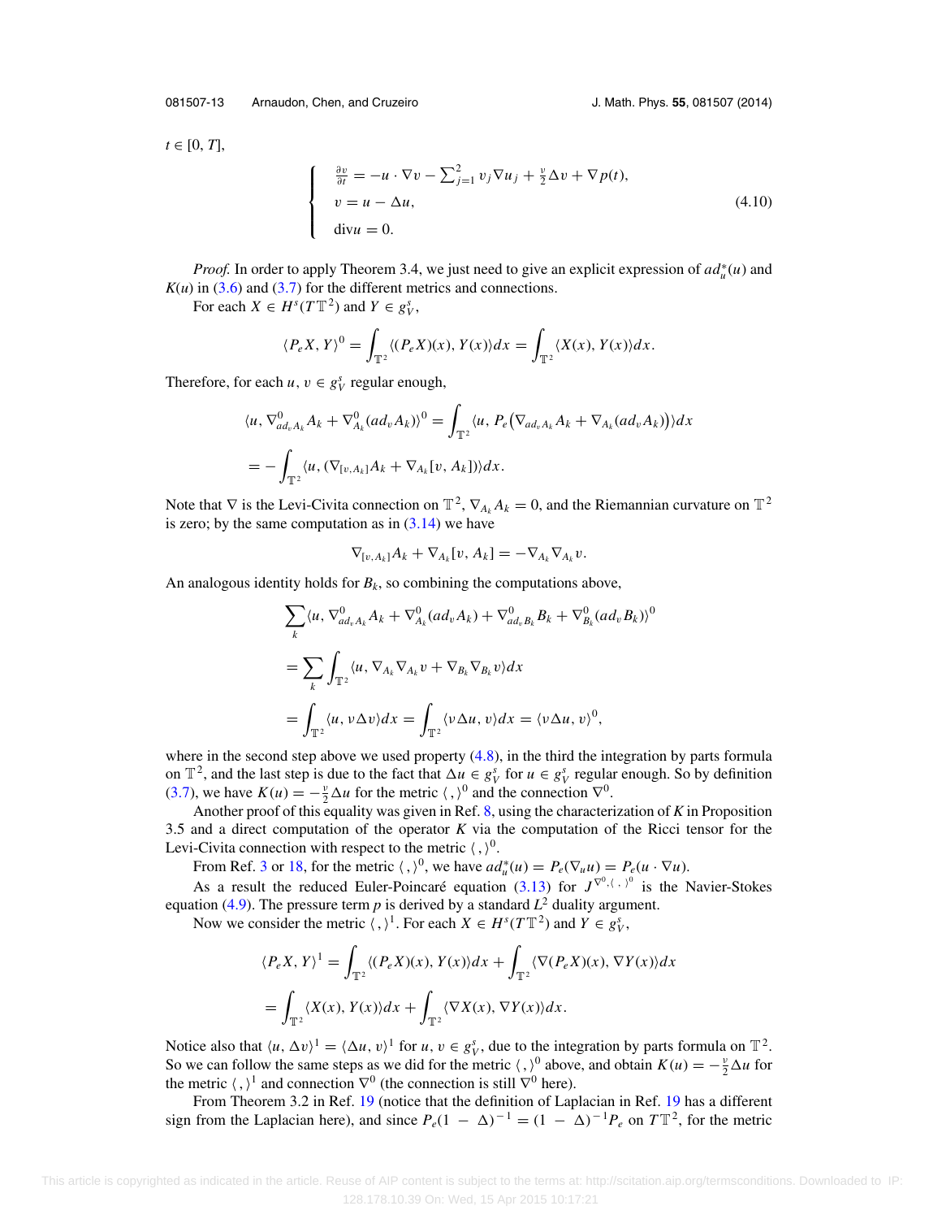$t \in [0, T]$,

$$\begin{cases} \frac{\partial v}{\partial t} = -u \cdot \nabla v - \sum_{j=1}^{2} v_j \nabla u_j + \frac{\nu}{2}\Delta v + \nabla p(t), \\ v = u - \Delta u, \\ \mathrm{div} u = 0. \end{cases} \tag{4.10}$$

*Proof.* In order to apply Theorem 3.4, we just need to give an explicit expression of $ad_u^*(u)$ and $K(u)$ in (3.6) and (3.7) for the different metrics and connections.

For each $X \in H^s(T\mathbb{T}^2)$ and $Y \in g_V^s$,

$$\langle P_e X, Y\rangle^0 = \int_{\mathbb{T}^2} \langle (P_e X)(x), Y(x)\rangle dx = \int_{\mathbb{T}^2} \langle X(x), Y(x)\rangle dx.$$

Therefore, for each $u, v \in g_V^s$ regular enough,

$$\langle u, \nabla^0_{ad_v A_k} A_k + \nabla^0_{A_k}(ad_v A_k)\rangle^0 = \int_{\mathbb{T}^2} \langle u, P_e\big(\nabla_{ad_v A_k} A_k + \nabla_{A_k}(ad_v A_k)\big)\rangle dx$$

$$= -\int_{\mathbb{T}^2} \langle u, (\nabla_{[v, A_k]} A_k + \nabla_{A_k}[v, A_k])\rangle dx.$$

Note that $\nabla$ is the Levi-Civita connection on $\mathbb{T}^2$, $\nabla_{A_k} A_k = 0$, and the Riemannian curvature on $\mathbb{T}^2$ is zero; by the same computation as in (3.14) we have

$$\nabla_{[v, A_k]} A_k + \nabla_{A_k}[v, A_k] = -\nabla_{A_k}\nabla_{A_k} v.$$

An analogous identity holds for $B_k$, so combining the computations above,

$$\sum_k \langle u, \nabla^0_{ad_v A_k} A_k + \nabla^0_{A_k}(ad_v A_k) + \nabla^0_{ad_v B_k} B_k + \nabla^0_{B_k}(ad_v B_k)\rangle^0$$

$$= \sum_k \int_{\mathbb{T}^2} \langle u, \nabla_{A_k}\nabla_{A_k} v + \nabla_{B_k}\nabla_{B_k} v\rangle dx$$

$$= \int_{\mathbb{T}^2} \langle u, \nu \Delta v\rangle dx = \int_{\mathbb{T}^2} \langle \nu \Delta u, v\rangle dx = \langle \nu \Delta u, v\rangle^0,$$

where in the second step above we used property (4.8), in the third the integration by parts formula on $\mathbb{T}^2$, and the last step is due to the fact that $\Delta u \in g_V^s$ for $u \in g_V^s$ regular enough. So by definition (3.7), we have $K(u) = -\frac{\nu}{2}\Delta u$ for the metric $\langle\, ,\rangle^0$ and the connection $\nabla^0$.

Another proof of this equality was given in Ref. 8, using the characterization of $K$ in Proposition 3.5 and a direct computation of the operator $K$ via the computation of the Ricci tensor for the Levi-Civita connection with respect to the metric $\langle\, ,\rangle^0$.

From Ref. 3 or 18, for the metric $\langle\, ,\rangle^0$, we have $ad_u^*(u) = P_e(\nabla_u u) = P_e(u \cdot \nabla u)$.

As a result the reduced Euler-Poincaré equation (3.13) for $J^{\nabla^0, \langle\, ,\,\rangle^0}$ is the Navier-Stokes equation (4.9). The pressure term $p$ is derived by a standard $L^2$ duality argument.

Now we consider the metric $\langle\, ,\rangle^1$. For each $X \in H^s(T\mathbb{T}^2)$ and $Y \in g_V^s$,

$$\langle P_e X, Y\rangle^1 = \int_{\mathbb{T}^2} \langle (P_e X)(x), Y(x)\rangle dx + \int_{\mathbb{T}^2} \langle \nabla (P_e X)(x), \nabla Y(x)\rangle dx$$

$$= \int_{\mathbb{T}^2} \langle X(x), Y(x)\rangle dx + \int_{\mathbb{T}^2} \langle \nabla X(x), \nabla Y(x)\rangle dx.$$

Notice also that $\langle u, \Delta v\rangle^1 = \langle \Delta u, v\rangle^1$ for $u, v \in g_V^s$, due to the integration by parts formula on $\mathbb{T}^2$. So we can follow the same steps as we did for the metric $\langle\, ,\rangle^0$ above, and obtain $K(u) = -\frac{\nu}{2}\Delta u$ for the metric $\langle\, ,\rangle^1$ and connection $\nabla^0$ (the connection is still $\nabla^0$ here).

From Theorem 3.2 in Ref. 19 (notice that the definition of Laplacian in Ref. 19 has a different sign from the Laplacian here), and since $P_e(1 - \Delta)^{-1} = (1 - \Delta)^{-1} P_e$ on $T\mathbb{T}^2$, for the metric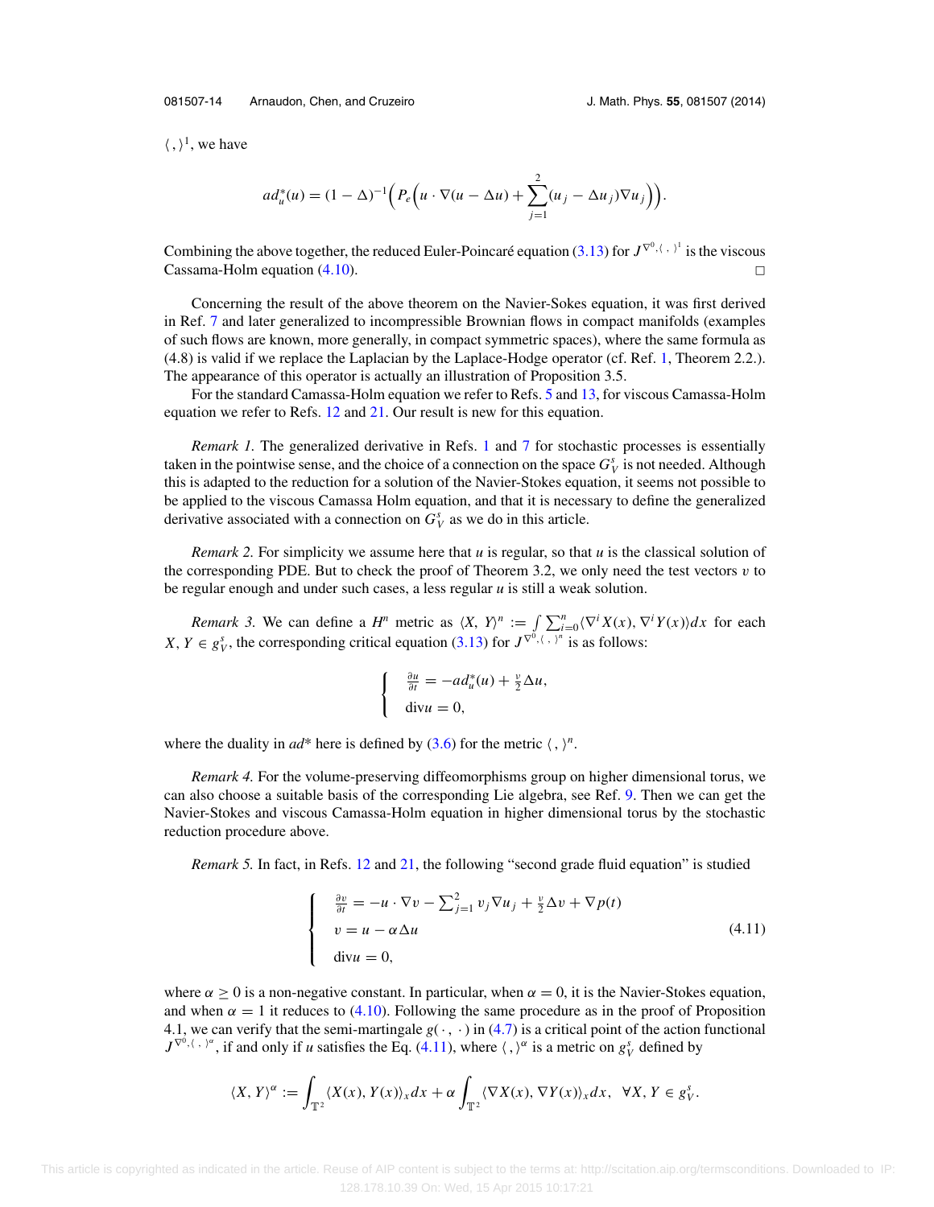$\langle\,,\rangle^1$, we have

$$ad_u^*(u) = (1-\Delta)^{-1}\Big(P_e\Big(u\cdot\nabla(u-\Delta u) + \sum_{j=1}^{2}(u_j - \Delta u_j)\nabla u_j\Big)\Big).$$

Combining the above together, the reduced Euler-Poincaré equation (3.13) for $J^{\nabla^0,\langle\,,\,\rangle^1}$ is the viscous Cassama-Holm equation (4.10). □

Concerning the result of the above theorem on the Navier-Sokes equation, it was first derived in Ref. 7 and later generalized to incompressible Brownian flows in compact manifolds (examples of such flows are known, more generally, in compact symmetric spaces), where the same formula as (4.8) is valid if we replace the Laplacian by the Laplace-Hodge operator (cf. Ref. 1, Theorem 2.2.). The appearance of this operator is actually an illustration of Proposition 3.5.

For the standard Camassa-Holm equation we refer to Refs. 5 and 13, for viscous Camassa-Holm equation we refer to Refs. 12 and 21. Our result is new for this equation.

*Remark 1.* The generalized derivative in Refs. 1 and 7 for stochastic processes is essentially taken in the pointwise sense, and the choice of a connection on the space $G_V^s$ is not needed. Although this is adapted to the reduction for a solution of the Navier-Stokes equation, it seems not possible to be applied to the viscous Camassa Holm equation, and that it is necessary to define the generalized derivative associated with a connection on $G_V^s$ as we do in this article.

*Remark 2.* For simplicity we assume here that $u$ is regular, so that $u$ is the classical solution of the corresponding PDE. But to check the proof of Theorem 3.2, we only need the test vectors $v$ to be regular enough and under such cases, a less regular $u$ is still a weak solution.

*Remark 3.* We can define a $H^n$ metric as $\langle X, Y\rangle^n := \int \sum_{i=0}^n \langle \nabla^i X(x), \nabla^i Y(x)\rangle dx$ for each $X, Y \in g_V^s$, the corresponding critical equation (3.13) for $J^{\nabla^0,\langle\,,\,\rangle^n}$ is as follows:

$$\begin{cases} \frac{\partial u}{\partial t} = -ad_u^*(u) + \frac{\nu}{2}\Delta u, \\ \mathrm{div} u = 0, \end{cases}$$

where the duality in $ad^*$ here is defined by (3.6) for the metric $\langle\,,\rangle^n$.

*Remark 4.* For the volume-preserving diffeomorphisms group on higher dimensional torus, we can also choose a suitable basis of the corresponding Lie algebra, see Ref. 9. Then we can get the Navier-Stokes and viscous Camassa-Holm equation in higher dimensional torus by the stochastic reduction procedure above.

*Remark 5.* In fact, in Refs. 12 and 21, the following "second grade fluid equation" is studied

$$\begin{cases} \frac{\partial v}{\partial t} = -u\cdot\nabla v - \sum_{j=1}^{2} v_j \nabla u_j + \frac{\nu}{2}\Delta v + \nabla p(t) \\ v = u - \alpha\Delta u \\ \mathrm{div} u = 0, \end{cases} \tag{4.11}$$

where $\alpha \geq 0$ is a non-negative constant. In particular, when $\alpha = 0$, it is the Navier-Stokes equation, and when $\alpha = 1$ it reduces to (4.10). Following the same procedure as in the proof of Proposition 4.1, we can verify that the semi-martingale $g(\cdot,\cdot)$ in (4.7) is a critical point of the action functional $J^{\nabla^0,\langle\,,\,\rangle^\alpha}$, if and only if $u$ satisfies the Eq. (4.11), where $\langle\,,\rangle^\alpha$ is a metric on $g_V^s$ defined by

$$\langle X, Y\rangle^\alpha := \int_{\mathbb{T}^2} \langle X(x), Y(x)\rangle_x dx + \alpha \int_{\mathbb{T}^2} \langle \nabla X(x), \nabla Y(x)\rangle_x dx, \quad \forall X, Y \in g_V^s.$$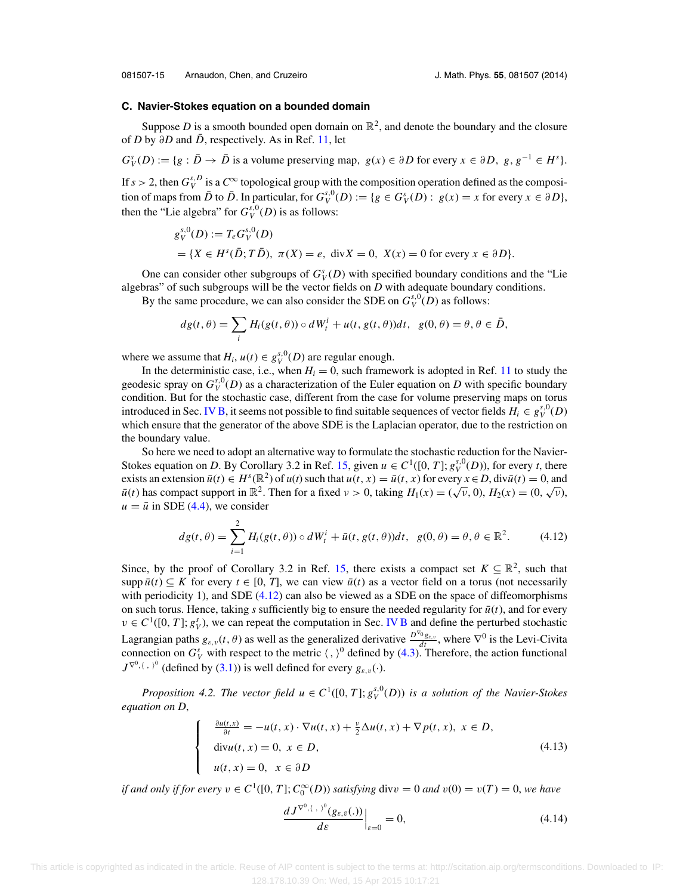### C. Navier-Stokes equation on a bounded domain

Suppose $D$ is a smooth bounded open domain on $\mathbb{R}^2$, and denote the boundary and the closure of $D$ by $\partial D$ and $\bar{D}$, respectively. As in Ref. 11, let

$G_V^s(D) := \{g : \bar{D} \to \bar{D}$ is a volume preserving map, $g(x) \in \partial D$ for every $x \in \partial D,\ g, g^{-1} \in H^s\}$.

If $s > 2$, then $G_V^{s,D}$ is a $C^\infty$ topological group with the composition operation defined as the composition of maps from $\bar{D}$ to $\bar{D}$. In particular, for $G_V^{s,0}(D) := \{g \in G_V^s(D) :\ g(x) = x$ for every $x \in \partial D\}$, then the "Lie algebra" for $G_V^{s,0}(D)$ is as follows:

$$
\begin{aligned}
&g_V^{s,0}(D) := T_e G_V^{s,0}(D)\\
&= \{X \in H^s(\bar{D}; T\bar{D}),\ \pi(X) = e,\ \text{div}X = 0,\ X(x) = 0 \text{ for every } x \in \partial D\}.
\end{aligned}
$$

One can consider other subgroups of $G_V^s(D)$ with specified boundary conditions and the "Lie algebras" of such subgroups will be the vector fields on $D$ with adequate boundary conditions.

By the same procedure, we can also consider the SDE on $G_V^{s,0}(D)$ as follows:

$$
dg(t,\theta) = \sum_i H_i(g(t,\theta)) \circ dW_t^i + u(t, g(t,\theta))dt, \quad g(0,\theta) = \theta, \theta \in \bar{D},
$$

where we assume that $H_i, u(t) \in g_V^{s,0}(D)$ are regular enough.

In the deterministic case, i.e., when $H_i = 0$, such framework is adopted in Ref. 11 to study the geodesic spray on $G_V^{s,0}(D)$ as a characterization of the Euler equation on $D$ with specific boundary condition. But for the stochastic case, different from the case for volume preserving maps on torus introduced in Sec. IV B, it seems not possible to find suitable sequences of vector fields $H_i \in g_V^{s,0}(D)$ which ensure that the generator of the above SDE is the Laplacian operator, due to the restriction on the boundary value.

So here we need to adopt an alternative way to formulate the stochastic reduction for the Navier-Stokes equation on $D$. By Corollary 3.2 in Ref. 15, given $u \in C^1([0, T]; g_V^{s,0}(D))$, for every $t$, there exists an extension $\bar{u}(t) \in H^s(\mathbb{R}^2)$ of $u(t)$ such that $u(t, x) = \bar{u}(t, x)$ for every $x \in D$, $\text{div}\bar{u}(t) = 0$, and $\bar{u}(t)$ has compact support in $\mathbb{R}^2$. Then for a fixed $\nu > 0$, taking $H_1(x) = (\sqrt{\nu}, 0)$, $H_2(x) = (0, \sqrt{\nu})$, $u = \bar{u}$ in SDE (4.4), we consider

$$
dg(t,\theta) = \sum_{i=1}^{2} H_i(g(t,\theta)) \circ dW_t^i + \bar{u}(t, g(t,\theta))dt, \quad g(0,\theta) = \theta, \theta \in \mathbb{R}^2. \tag{4.12}
$$

Since, by the proof of Corollary 3.2 in Ref. 15, there exists a compact set $K \subseteq \mathbb{R}^2$, such that $\text{supp}\,\bar{u}(t) \subseteq K$ for every $t \in [0, T]$, we can view $\bar{u}(t)$ as a vector field on a torus (not necessarily with periodicity 1), and SDE (4.12) can also be viewed as a SDE on the space of diffeomorphisms on such torus. Hence, taking $s$ sufficiently big to ensure the needed regularity for $\bar{u}(t)$, and for every $v \in C^1([0, T]; g_V^s)$, we can repeat the computation in Sec. IV B and define the perturbed stochastic Lagrangian paths $g_{\varepsilon,v}(t,\theta)$ as well as the generalized derivative $\frac{D^{\nabla_0} g_{\varepsilon,v}}{dt}$, where $\nabla^0$ is the Levi-Civita connection on $G_V^s$ with respect to the metric $\langle\, ,\, \rangle^0$ defined by (4.3). Therefore, the action functional $J^{\nabla^0, \langle\, ,\, \rangle^0}$ (defined by (3.1)) is well defined for every $g_{\varepsilon,v}(\cdot)$.

*Proposition 4.2. The vector field $u \in C^1([0, T]; g_V^{s,0}(D))$ is a solution of the Navier-Stokes equation on $D$,*

$$
\begin{cases}
\frac{\partial u(t,x)}{\partial t} = -u(t,x)\cdot\nabla u(t,x) + \frac{\nu}{2}\Delta u(t,x) + \nabla p(t,x),\ x \in D,\\
\text{div}u(t,x) = 0,\ x \in D,\\
u(t,x) = 0,\ \ x \in \partial D
\end{cases} \tag{4.13}
$$

*if and only if for every $v \in C^1([0, T]; C_0^\infty(D))$ satisfying $\text{div}v = 0$ and $v(0) = v(T) = 0$, we have*

$$
\frac{dJ^{\nabla^0, \langle\, ,\, \rangle^0}(g_{\varepsilon,\bar{v}}(.))}{d\varepsilon}\Big|_{\varepsilon=0} = 0, \tag{4.14}
$$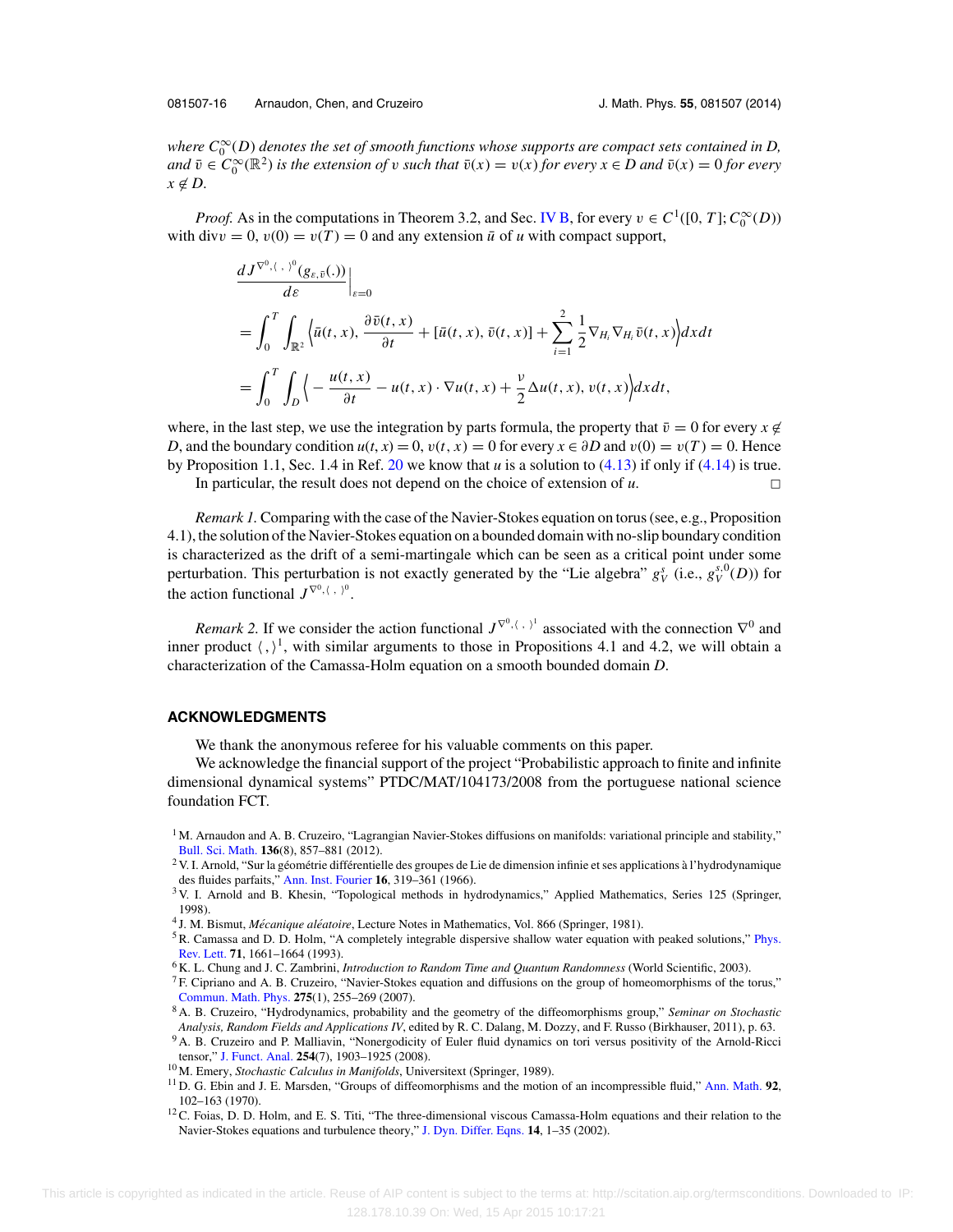*where $C_0^\infty(D)$ denotes the set of smooth functions whose supports are compact sets contained in D, and $\bar{v} \in C_0^\infty(\mathbb{R}^2)$ is the extension of v such that $\bar{v}(x) = v(x)$ for every $x \in D$ and $\bar{v}(x) = 0$ for every $x \notin D$.*

*Proof.* As in the computations in Theorem 3.2, and Sec. IV B, for every $v \in C^1([0, T]; C_0^\infty(D))$ with $\text{div} v = 0$, $v(0) = v(T) = 0$ and any extension $\bar{u}$ of $u$ with compact support,

$$
\begin{aligned}
&\frac{dJ^{\nabla^0, \langle\, , \,\rangle^0}(g_{\varepsilon,\bar{v}}(.))}{d\varepsilon}\Big|_{\varepsilon=0} \\
&= \int_0^T \int_{\mathbb{R}^2} \Big\langle \bar{u}(t,x), \frac{\partial \bar{v}(t,x)}{\partial t} + [\bar{u}(t,x), \bar{v}(t,x)] + \sum_{i=1}^2 \frac{1}{2} \nabla_{H_i} \nabla_{H_i} \bar{v}(t,x) \Big\rangle dx dt \\
&= \int_0^T \int_D \Big\langle -\frac{u(t,x)}{\partial t} - u(t,x) \cdot \nabla u(t,x) + \frac{\nu}{2} \Delta u(t,x), v(t,x) \Big\rangle dx dt,
\end{aligned}
$$

where, in the last step, we use the integration by parts formula, the property that $\bar{v} = 0$ for every $x \notin D$, and the boundary condition $u(t, x) = 0$, $v(t, x) = 0$ for every $x \in \partial D$ and $v(0) = v(T) = 0$. Hence by Proposition 1.1, Sec. 1.4 in Ref. 20 we know that $u$ is a solution to (4.13) if only if (4.14) is true.

In particular, the result does not depend on the choice of extension of $u$. □

*Remark 1.* Comparing with the case of the Navier-Stokes equation on torus (see, e.g., Proposition 4.1), the solution of the Navier-Stokes equation on a bounded domain with no-slip boundary condition is characterized as the drift of a semi-martingale which can be seen as a critical point under some perturbation. This perturbation is not exactly generated by the "Lie algebra" $g_V^s$ (i.e., $g_V^{s,0}(D)$) for the action functional $J^{\nabla^0, \langle\, , \,\rangle^0}$.

*Remark 2.* If we consider the action functional $J^{\nabla^0, \langle\, , \,\rangle^1}$ associated with the connection $\nabla^0$ and inner product $\langle , \rangle^1$, with similar arguments to those in Propositions 4.1 and 4.2, we will obtain a characterization of the Camassa-Holm equation on a smooth bounded domain $D$.

## ACKNOWLEDGMENTS

We thank the anonymous referee for his valuable comments on this paper.

We acknowledge the financial support of the project "Probabilistic approach to finite and infinite dimensional dynamical systems" PTDC/MAT/104173/2008 from the portuguese national science foundation FCT.

[1] M. Arnaudon and A. B. Cruzeiro, "Lagrangian Navier-Stokes diffusions on manifolds: variational principle and stability," Bull. Sci. Math. **136**(8), 857–881 (2012).

[2] V. I. Arnold, "Sur la géométrie différentielle des groupes de Lie de dimension infinie et ses applications à l'hydrodynamique des fluides parfaits," Ann. Inst. Fourier **16**, 319–361 (1966).

[3] V. I. Arnold and B. Khesin, "Topological methods in hydrodynamics," Applied Mathematics, Series 125 (Springer, 1998).

[4] J. M. Bismut, *Mécanique aléatoire*, Lecture Notes in Mathematics, Vol. 866 (Springer, 1981).

[5] R. Camassa and D. D. Holm, "A completely integrable dispersive shallow water equation with peaked solutions," Phys. Rev. Lett. **71**, 1661–1664 (1993).

[6] K. L. Chung and J. C. Zambrini, *Introduction to Random Time and Quantum Randomness* (World Scientific, 2003).

[7] F. Cipriano and A. B. Cruzeiro, "Navier-Stokes equation and diffusions on the group of homeomorphisms of the torus," Commun. Math. Phys. **275**(1), 255–269 (2007).

[8] A. B. Cruzeiro, "Hydrodynamics, probability and the geometry of the diffeomorphisms group," *Seminar on Stochastic Analysis, Random Fields and Applications IV*, edited by R. C. Dalang, M. Dozzy, and F. Russo (Birkhauser, 2011), p. 63.

[9] A. B. Cruzeiro and P. Malliavin, "Nonergodicity of Euler fluid dynamics on tori versus positivity of the Arnold-Ricci tensor," J. Funct. Anal. **254**(7), 1903–1925 (2008).

[10] M. Emery, *Stochastic Calculus in Manifolds*, Universitext (Springer, 1989).

[11] D. G. Ebin and J. E. Marsden, "Groups of diffeomorphisms and the motion of an incompressible fluid," Ann. Math. **92**, 102–163 (1970).

[12] C. Foias, D. D. Holm, and E. S. Titi, "The three-dimensional viscous Camassa-Holm equations and their relation to the Navier-Stokes equations and turbulence theory," J. Dyn. Differ. Eqns. **14**, 1–35 (2002).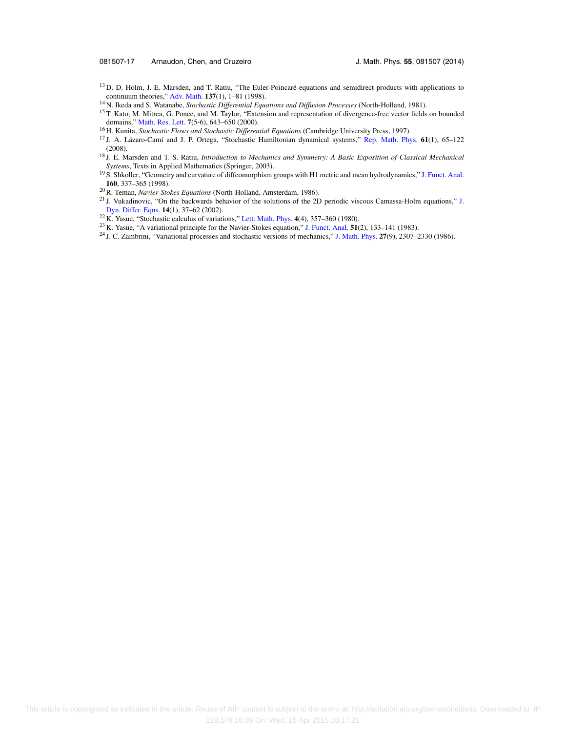[13] D. D. Holm, J. E. Marsden, and T. Ratiu, "The Euler-Poincaré equations and semidirect products with applications to continuum theories," Adv. Math. **137**(1), 1–81 (1998).

[14] N. Ikeda and S. Watanabe, *Stochastic Differential Equations and Diffusion Processes* (North-Holland, 1981).

[15] T. Kato, M. Mitrea, G. Ponce, and M. Taylor, "Extension and representation of divergence-free vector fields on bounded domains," Math. Res. Lett. **7**(5-6), 643–650 (2000).

[16] H. Kunita, *Stochastic Flows and Stochastic Differential Equations* (Cambridge University Press, 1997).

[17] J. A. Lázaro-Camí and J. P. Ortega, "Stochastic Hamiltonian dynamical systems," Rep. Math. Phys. **61**(1), 65–122 (2008).

[18] J. E. Marsden and T. S. Ratiu, *Introduction to Mechanics and Symmetry: A Basic Exposition of Classical Mechanical Systems*, Texts in Applied Mathematics (Springer, 2003).

[19] S. Shkoller, "Geometry and curvature of diffeomorphism groups with H1 metric and mean hydrodynamics," J. Funct. Anal. **160**, 337–365 (1998).

[20] R. Teman, *Navier-Stokes Equations* (North-Holland, Amsterdam, 1986).

[21] J. Vukadinovic, "On the backwards behavior of the solutions of the 2D periodic viscous Camassa-Holm equations," J. Dyn. Differ. Eqns. **14**(1), 37–62 (2002).

[22] K. Yasue, "Stochastic calculus of variations," Lett. Math. Phys. **4**(4), 357–360 (1980).

[23] K. Yasue, "A variational principle for the Navier-Stokes equation," J. Funct. Anal. **51**(2), 133–141 (1983).

[24] J. C. Zambrini, "Variational processes and stochastic versions of mechanics," J. Math. Phys. **27**(9), 2307–2330 (1986).